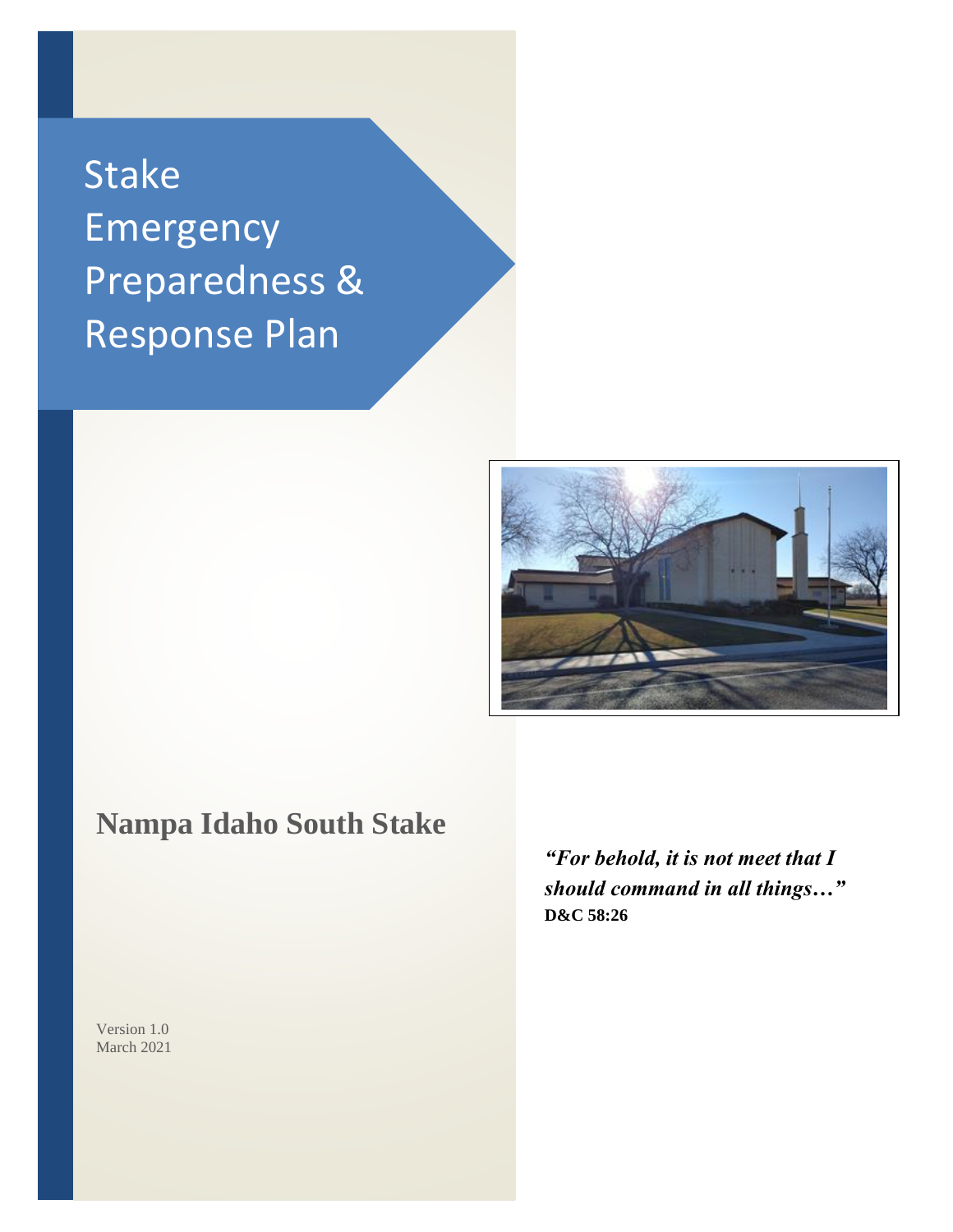# Stake Emergency Preparedness & Response Plan

## Nampa Idaho South Stake

***"For behold, it is not meet that I should command in all things…"***
**D&C 58:26**

Version 1.0
March 2021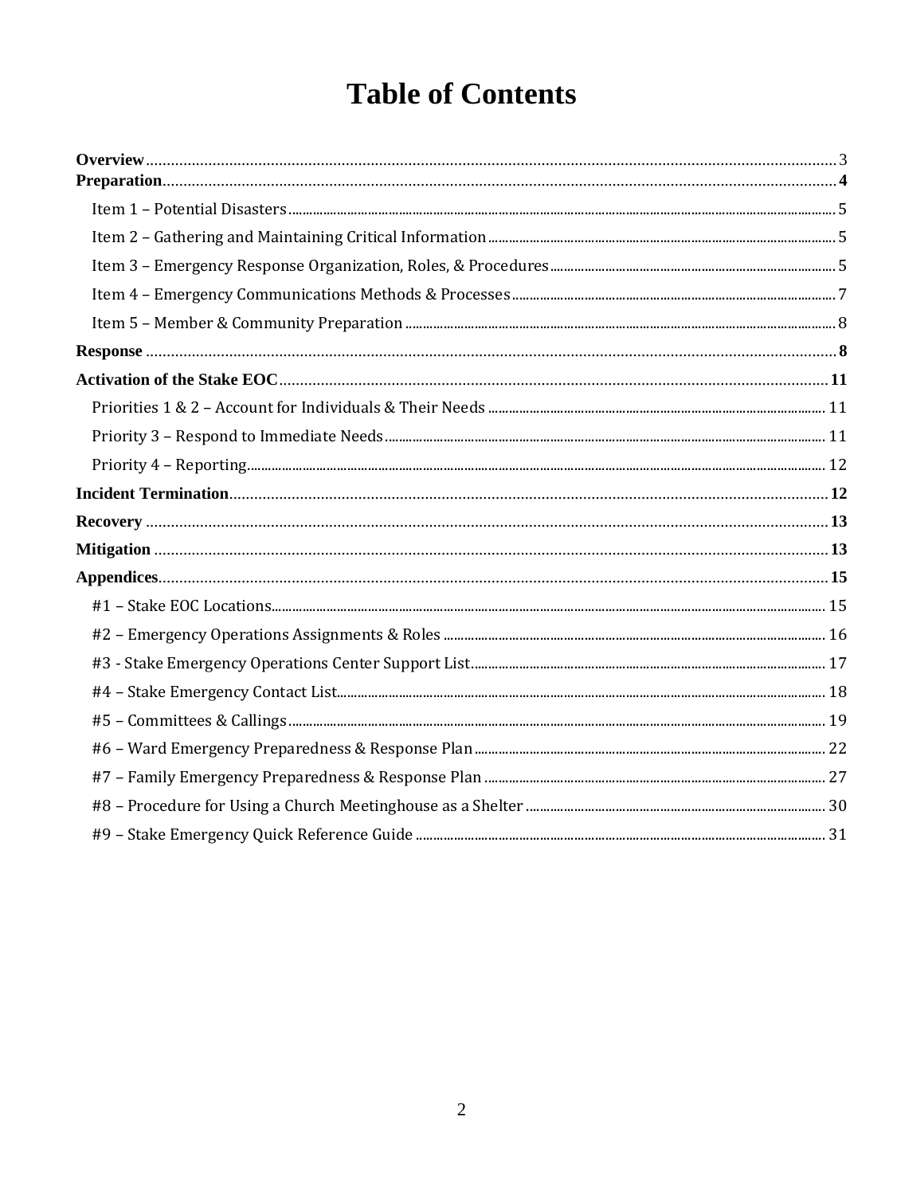# Table of Contents

**Overview** ... 3

**Preparation** ... 4

- Item 1 – Potential Disasters ... 5
- Item 2 – Gathering and Maintaining Critical Information ... 5
- Item 3 – Emergency Response Organization, Roles, & Procedures ... 5
- Item 4 – Emergency Communications Methods & Processes ... 7
- Item 5 – Member & Community Preparation ... 8

**Response** ... 8

**Activation of the Stake EOC** ... 11

- Priorities 1 & 2 – Account for Individuals & Their Needs ... 11
- Priority 3 – Respond to Immediate Needs ... 11
- Priority 4 – Reporting ... 12

**Incident Termination** ... 12

**Recovery** ... 13

**Mitigation** ... 13

**Appendices** ... 15

- #1 – Stake EOC Locations ... 15
- #2 – Emergency Operations Assignments & Roles ... 16
- #3 - Stake Emergency Operations Center Support List ... 17
- #4 – Stake Emergency Contact List ... 18
- #5 – Committees & Callings ... 19
- #6 – Ward Emergency Preparedness & Response Plan ... 22
- #7 – Family Emergency Preparedness & Response Plan ... 27
- #8 – Procedure for Using a Church Meetinghouse as a Shelter ... 30
- #9 – Stake Emergency Quick Reference Guide ... 31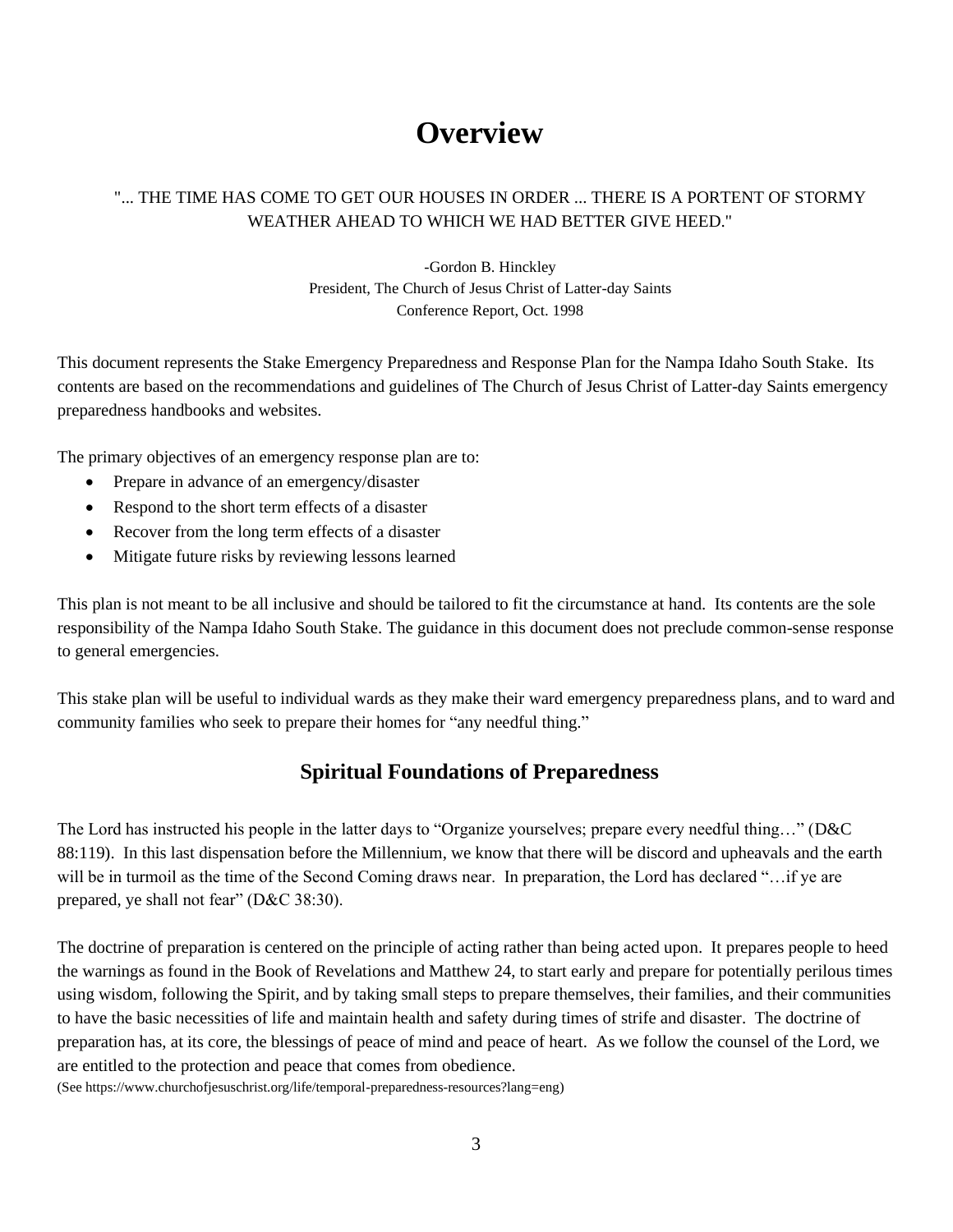# Overview

"... THE TIME HAS COME TO GET OUR HOUSES IN ORDER ... THERE IS A PORTENT OF STORMY WEATHER AHEAD TO WHICH WE HAD BETTER GIVE HEED."

-Gordon B. Hinckley
President, The Church of Jesus Christ of Latter-day Saints
Conference Report, Oct. 1998

This document represents the Stake Emergency Preparedness and Response Plan for the Nampa Idaho South Stake. Its contents are based on the recommendations and guidelines of The Church of Jesus Christ of Latter-day Saints emergency preparedness handbooks and websites.

The primary objectives of an emergency response plan are to:

- Prepare in advance of an emergency/disaster
- Respond to the short term effects of a disaster
- Recover from the long term effects of a disaster
- Mitigate future risks by reviewing lessons learned

This plan is not meant to be all inclusive and should be tailored to fit the circumstance at hand. Its contents are the sole responsibility of the Nampa Idaho South Stake. The guidance in this document does not preclude common-sense response to general emergencies.

This stake plan will be useful to individual wards as they make their ward emergency preparedness plans, and to ward and community families who seek to prepare their homes for "any needful thing."

## Spiritual Foundations of Preparedness

The Lord has instructed his people in the latter days to "Organize yourselves; prepare every needful thing…" (D&C 88:119). In this last dispensation before the Millennium, we know that there will be discord and upheavals and the earth will be in turmoil as the time of the Second Coming draws near. In preparation, the Lord has declared "…if ye are prepared, ye shall not fear" (D&C 38:30).

The doctrine of preparation is centered on the principle of acting rather than being acted upon. It prepares people to heed the warnings as found in the Book of Revelations and Matthew 24, to start early and prepare for potentially perilous times using wisdom, following the Spirit, and by taking small steps to prepare themselves, their families, and their communities to have the basic necessities of life and maintain health and safety during times of strife and disaster. The doctrine of preparation has, at its core, the blessings of peace of mind and peace of heart. As we follow the counsel of the Lord, we are entitled to the protection and peace that comes from obedience.

(See https://www.churchofjesuschrist.org/life/temporal-preparedness-resources?lang=eng)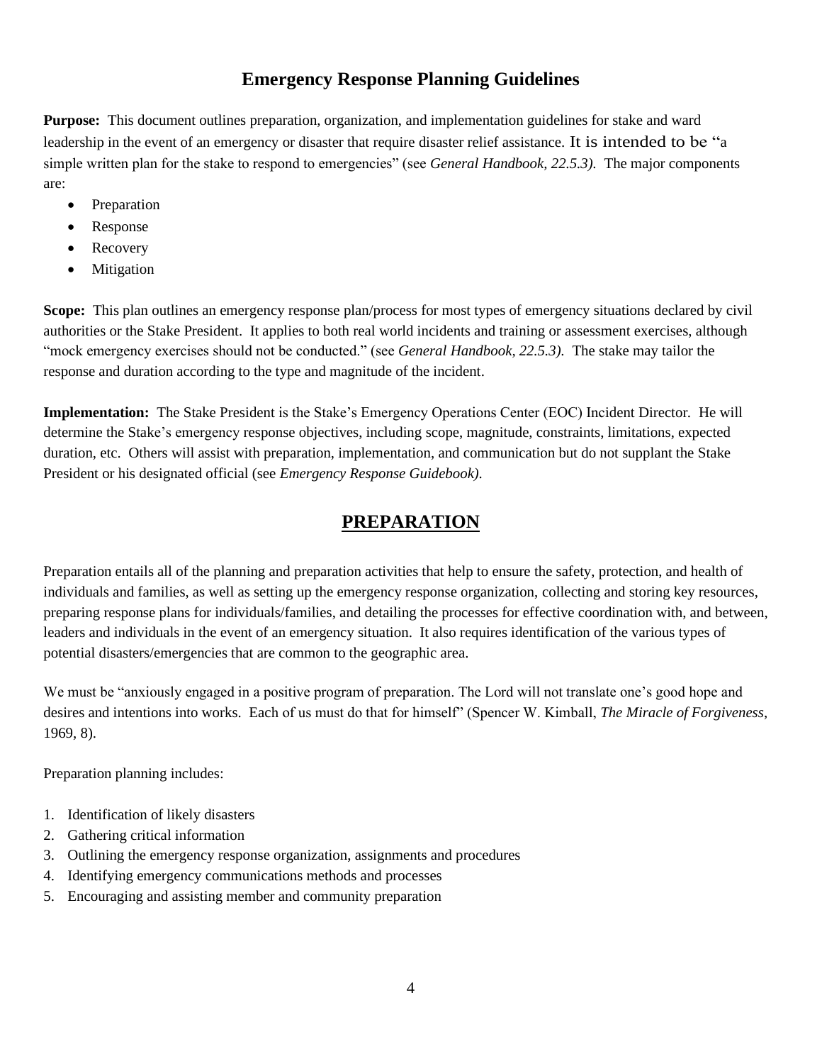# Emergency Response Planning Guidelines

**Purpose:** This document outlines preparation, organization, and implementation guidelines for stake and ward leadership in the event of an emergency or disaster that require disaster relief assistance. It is intended to be "a simple written plan for the stake to respond to emergencies" (see *General Handbook, 22.5.3)*. The major components are:

- Preparation
- Response
- Recovery
- Mitigation

**Scope:** This plan outlines an emergency response plan/process for most types of emergency situations declared by civil authorities or the Stake President. It applies to both real world incidents and training or assessment exercises, although "mock emergency exercises should not be conducted." (see *General Handbook, 22.5.3)*. The stake may tailor the response and duration according to the type and magnitude of the incident.

**Implementation:** The Stake President is the Stake's Emergency Operations Center (EOC) Incident Director. He will determine the Stake's emergency response objectives, including scope, magnitude, constraints, limitations, expected duration, etc. Others will assist with preparation, implementation, and communication but do not supplant the Stake President or his designated official (see *Emergency Response Guidebook)*.

## PREPARATION

Preparation entails all of the planning and preparation activities that help to ensure the safety, protection, and health of individuals and families, as well as setting up the emergency response organization, collecting and storing key resources, preparing response plans for individuals/families, and detailing the processes for effective coordination with, and between, leaders and individuals in the event of an emergency situation. It also requires identification of the various types of potential disasters/emergencies that are common to the geographic area.

We must be "anxiously engaged in a positive program of preparation. The Lord will not translate one's good hope and desires and intentions into works. Each of us must do that for himself" (Spencer W. Kimball, *The Miracle of Forgiveness*, 1969, 8).

Preparation planning includes:

1. Identification of likely disasters
2. Gathering critical information
3. Outlining the emergency response organization, assignments and procedures
4. Identifying emergency communications methods and processes
5. Encouraging and assisting member and community preparation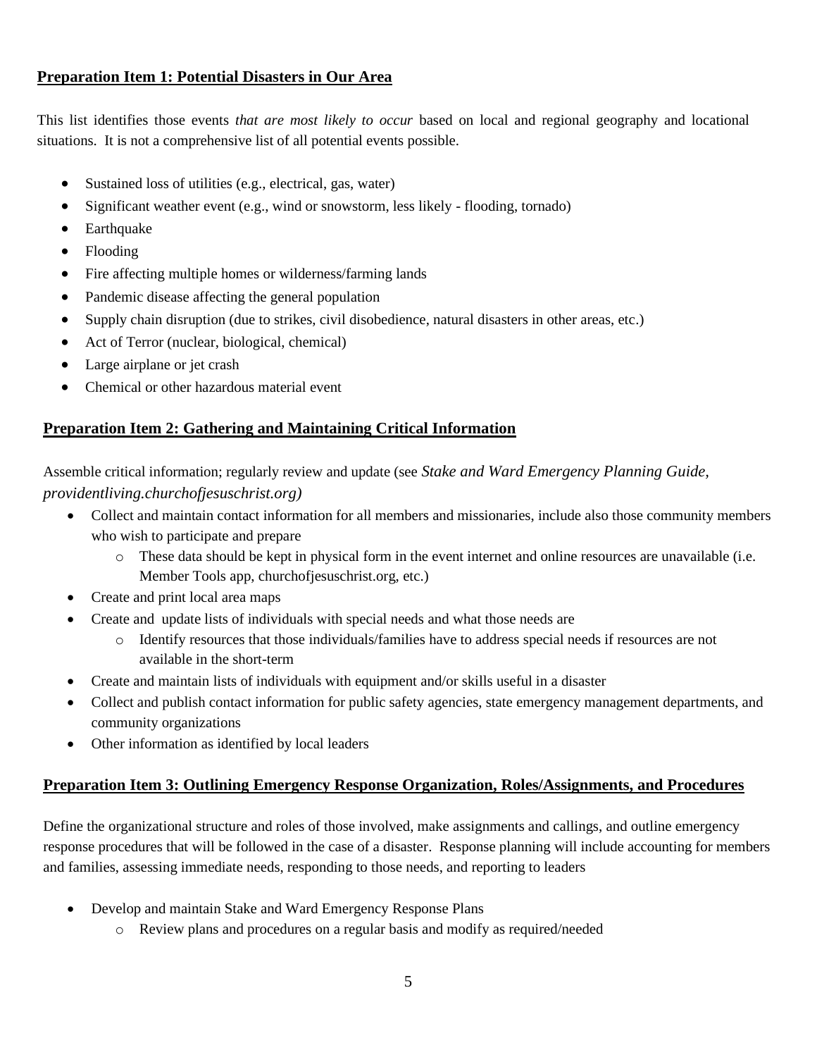**Preparation Item 1: Potential Disasters in Our Area**

This list identifies those events *that are most likely to occur* based on local and regional geography and locational situations. It is not a comprehensive list of all potential events possible.

- Sustained loss of utilities (e.g., electrical, gas, water)
- Significant weather event (e.g., wind or snowstorm, less likely - flooding, tornado)
- Earthquake
- Flooding
- Fire affecting multiple homes or wilderness/farming lands
- Pandemic disease affecting the general population
- Supply chain disruption (due to strikes, civil disobedience, natural disasters in other areas, etc.)
- Act of Terror (nuclear, biological, chemical)
- Large airplane or jet crash
- Chemical or other hazardous material event

**Preparation Item 2: Gathering and Maintaining Critical Information**

Assemble critical information; regularly review and update (see *Stake and Ward Emergency Planning Guide, providentliving.churchofjesuschrist.org)*

- Collect and maintain contact information for all members and missionaries, include also those community members who wish to participate and prepare
  - These data should be kept in physical form in the event internet and online resources are unavailable (i.e. Member Tools app, churchofjesuschrist.org, etc.)
- Create and print local area maps
- Create and update lists of individuals with special needs and what those needs are
  - Identify resources that those individuals/families have to address special needs if resources are not available in the short-term
- Create and maintain lists of individuals with equipment and/or skills useful in a disaster
- Collect and publish contact information for public safety agencies, state emergency management departments, and community organizations
- Other information as identified by local leaders

**Preparation Item 3: Outlining Emergency Response Organization, Roles/Assignments, and Procedures**

Define the organizational structure and roles of those involved, make assignments and callings, and outline emergency response procedures that will be followed in the case of a disaster. Response planning will include accounting for members and families, assessing immediate needs, responding to those needs, and reporting to leaders

- Develop and maintain Stake and Ward Emergency Response Plans
  - Review plans and procedures on a regular basis and modify as required/needed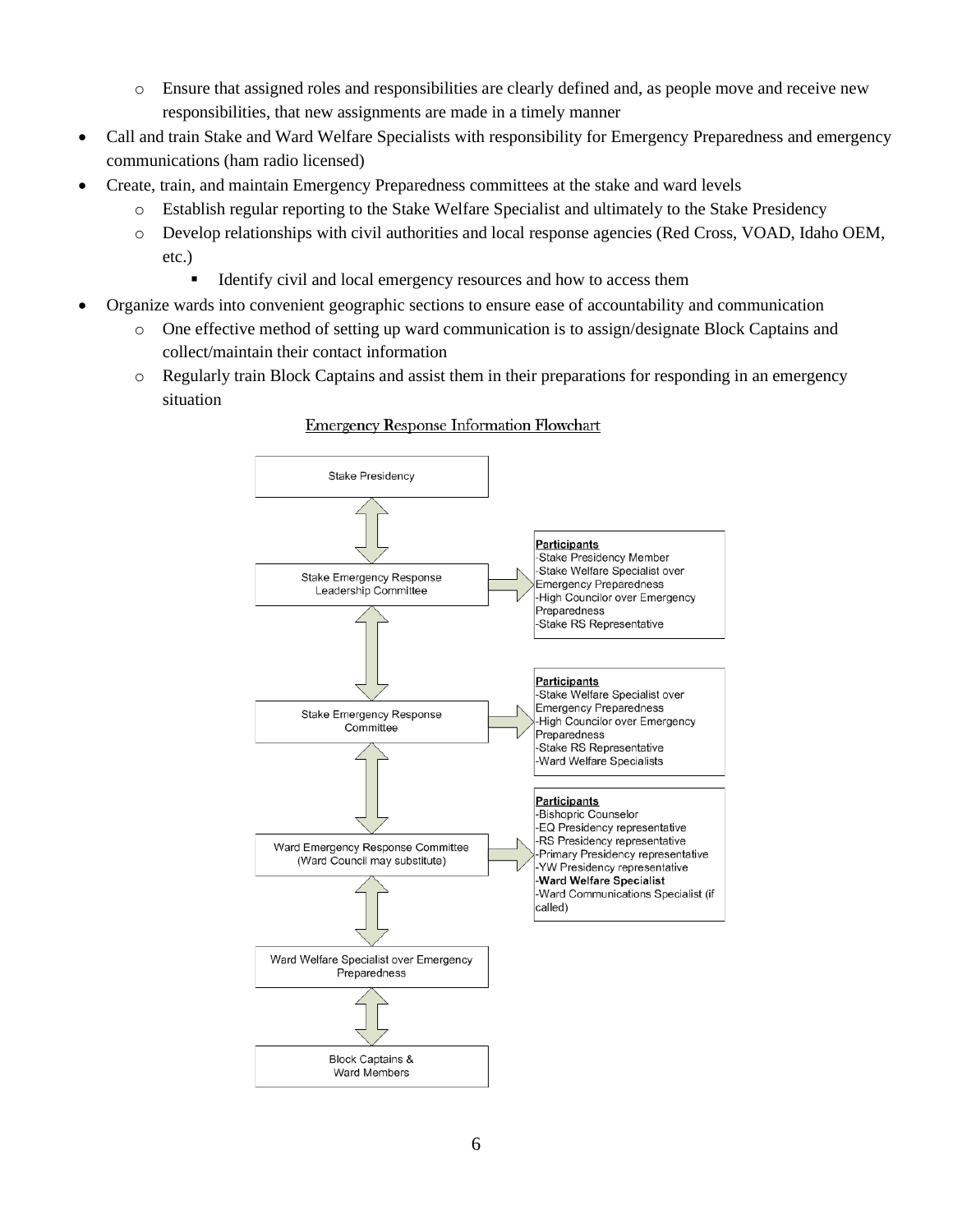- Ensure that assigned roles and responsibilities are clearly defined and, as people move and receive new responsibilities, that new assignments are made in a timely manner
- Call and train Stake and Ward Welfare Specialists with responsibility for Emergency Preparedness and emergency communications (ham radio licensed)
- Create, train, and maintain Emergency Preparedness committees at the stake and ward levels
  - Establish regular reporting to the Stake Welfare Specialist and ultimately to the Stake Presidency
  - Develop relationships with civil authorities and local response agencies (Red Cross, VOAD, Idaho OEM, etc.)
    - Identify civil and local emergency resources and how to access them
- Organize wards into convenient geographic sections to ensure ease of accountability and communication
  - One effective method of setting up ward communication is to assign/designate Block Captains and collect/maintain their contact information
  - Regularly train Block Captains and assist them in their preparations for responding in an emergency situation

**Emergency Response Information Flowchart**

Stake Presidency

↕

Stake Emergency Response Leadership Committee → **Participants**
- -Stake Presidency Member
- -Stake Welfare Specialist over Emergency Preparedness
- -High Councilor over Emergency Preparedness
- -Stake RS Representative

↕

Stake Emergency Response Committee → **Participants**
- -Stake Welfare Specialist over Emergency Preparedness
- -High Councilor over Emergency Preparedness
- -Stake RS Representative
- -Ward Welfare Specialists

↕

Ward Emergency Response Committee (Ward Council may substitute) → **Participants**
- -Bishopric Counselor
- -EQ Presidency representative
- -RS Presidency representative
- -Primary Presidency representative
- -YW Presidency representative
- **-Ward Welfare Specialist**
- -Ward Communications Specialist (if called)

↕

Ward Welfare Specialist over Emergency Preparedness

↕

Block Captains & Ward Members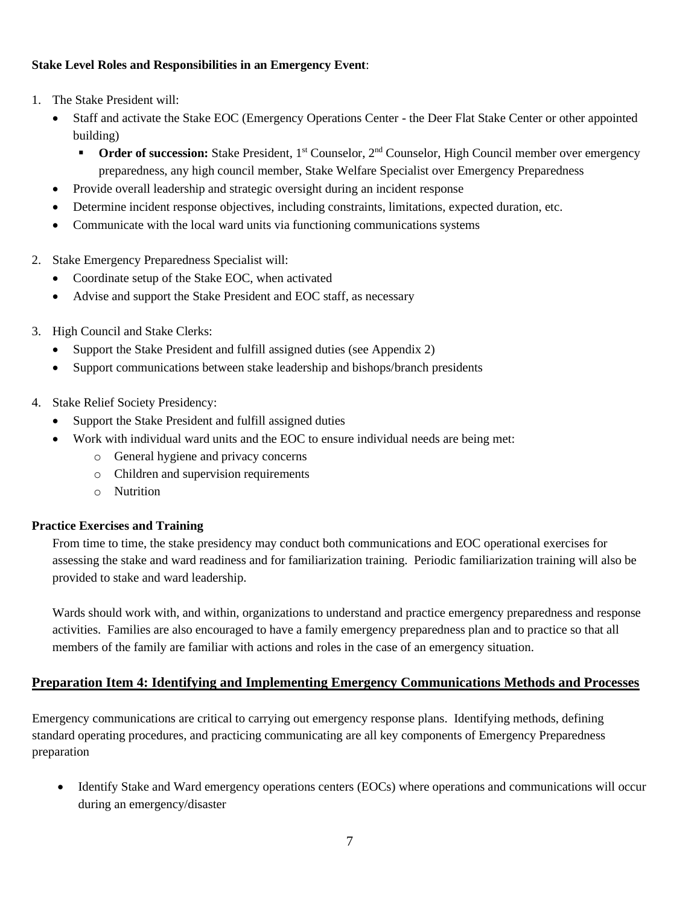**Stake Level Roles and Responsibilities in an Emergency Event**:

1. The Stake President will:
   - Staff and activate the Stake EOC (Emergency Operations Center - the Deer Flat Stake Center or other appointed building)
     - **Order of succession:** Stake President, 1st Counselor, 2nd Counselor, High Council member over emergency preparedness, any high council member, Stake Welfare Specialist over Emergency Preparedness
   - Provide overall leadership and strategic oversight during an incident response
   - Determine incident response objectives, including constraints, limitations, expected duration, etc.
   - Communicate with the local ward units via functioning communications systems

2. Stake Emergency Preparedness Specialist will:
   - Coordinate setup of the Stake EOC, when activated
   - Advise and support the Stake President and EOC staff, as necessary

3. High Council and Stake Clerks:
   - Support the Stake President and fulfill assigned duties (see Appendix 2)
   - Support communications between stake leadership and bishops/branch presidents

4. Stake Relief Society Presidency:
   - Support the Stake President and fulfill assigned duties
   - Work with individual ward units and the EOC to ensure individual needs are being met:
     - General hygiene and privacy concerns
     - Children and supervision requirements
     - Nutrition

**Practice Exercises and Training**

From time to time, the stake presidency may conduct both communications and EOC operational exercises for assessing the stake and ward readiness and for familiarization training. Periodic familiarization training will also be provided to stake and ward leadership.

Wards should work with, and within, organizations to understand and practice emergency preparedness and response activities. Families are also encouraged to have a family emergency preparedness plan and to practice so that all members of the family are familiar with actions and roles in the case of an emergency situation.

## Preparation Item 4: Identifying and Implementing Emergency Communications Methods and Processes

Emergency communications are critical to carrying out emergency response plans. Identifying methods, defining standard operating procedures, and practicing communicating are all key components of Emergency Preparedness preparation

- Identify Stake and Ward emergency operations centers (EOCs) where operations and communications will occur during an emergency/disaster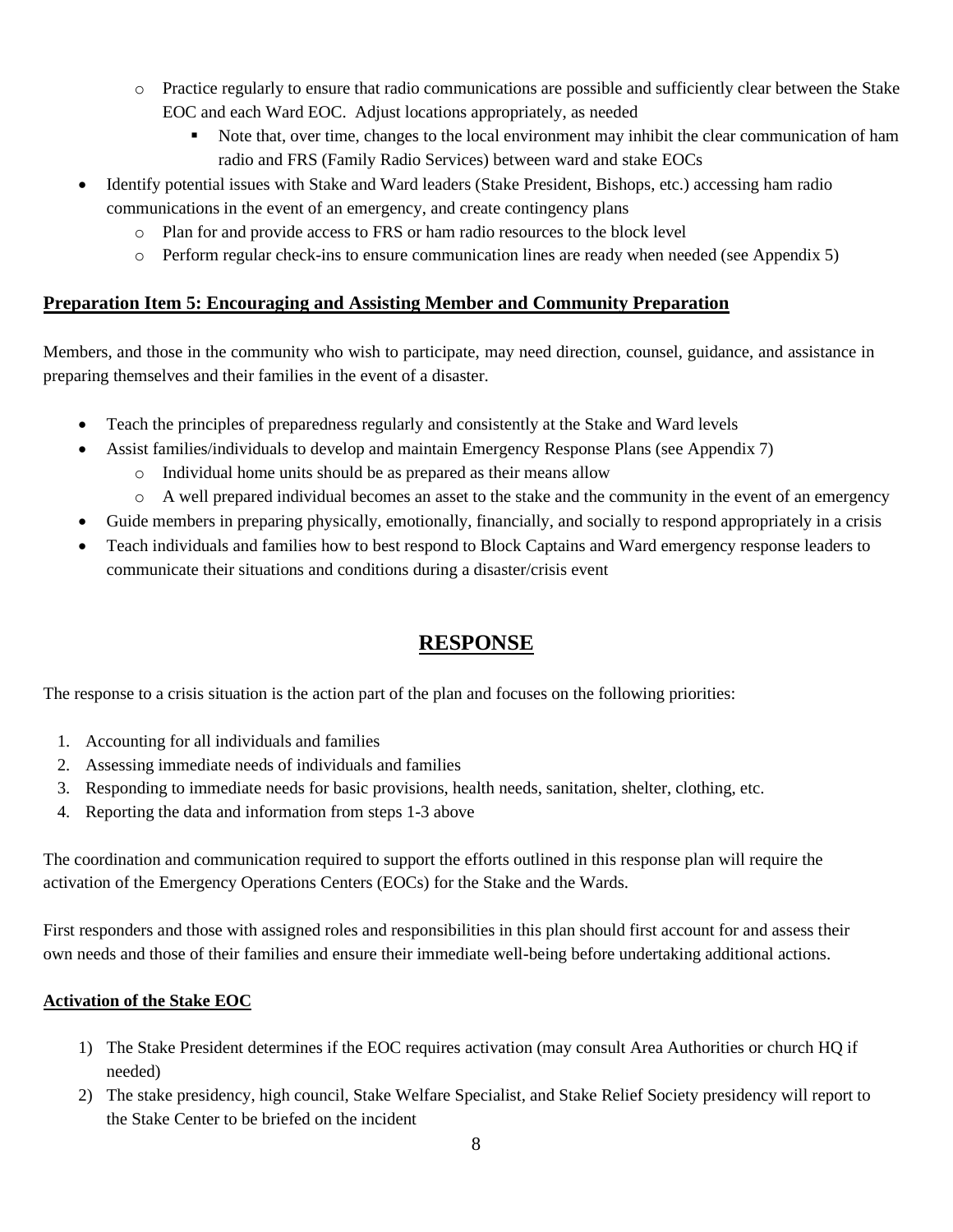- Practice regularly to ensure that radio communications are possible and sufficiently clear between the Stake EOC and each Ward EOC. Adjust locations appropriately, as needed
        - Note that, over time, changes to the local environment may inhibit the clear communication of ham radio and FRS (Family Radio Services) between ward and stake EOCs
- Identify potential issues with Stake and Ward leaders (Stake President, Bishops, etc.) accessing ham radio communications in the event of an emergency, and create contingency plans
    - Plan for and provide access to FRS or ham radio resources to the block level
    - Perform regular check-ins to ensure communication lines are ready when needed (see Appendix 5)

**Preparation Item 5: Encouraging and Assisting Member and Community Preparation**

Members, and those in the community who wish to participate, may need direction, counsel, guidance, and assistance in preparing themselves and their families in the event of a disaster.

- Teach the principles of preparedness regularly and consistently at the Stake and Ward levels
- Assist families/individuals to develop and maintain Emergency Response Plans (see Appendix 7)
    - Individual home units should be as prepared as their means allow
    - A well prepared individual becomes an asset to the stake and the community in the event of an emergency
- Guide members in preparing physically, emotionally, financially, and socially to respond appropriately in a crisis
- Teach individuals and families how to best respond to Block Captains and Ward emergency response leaders to communicate their situations and conditions during a disaster/crisis event

# RESPONSE

The response to a crisis situation is the action part of the plan and focuses on the following priorities:

1. Accounting for all individuals and families
2. Assessing immediate needs of individuals and families
3. Responding to immediate needs for basic provisions, health needs, sanitation, shelter, clothing, etc.
4. Reporting the data and information from steps 1-3 above

The coordination and communication required to support the efforts outlined in this response plan will require the activation of the Emergency Operations Centers (EOCs) for the Stake and the Wards.

First responders and those with assigned roles and responsibilities in this plan should first account for and assess their own needs and those of their families and ensure their immediate well-being before undertaking additional actions.

**Activation of the Stake EOC**

1) The Stake President determines if the EOC requires activation (may consult Area Authorities or church HQ if needed)
2) The stake presidency, high council, Stake Welfare Specialist, and Stake Relief Society presidency will report to the Stake Center to be briefed on the incident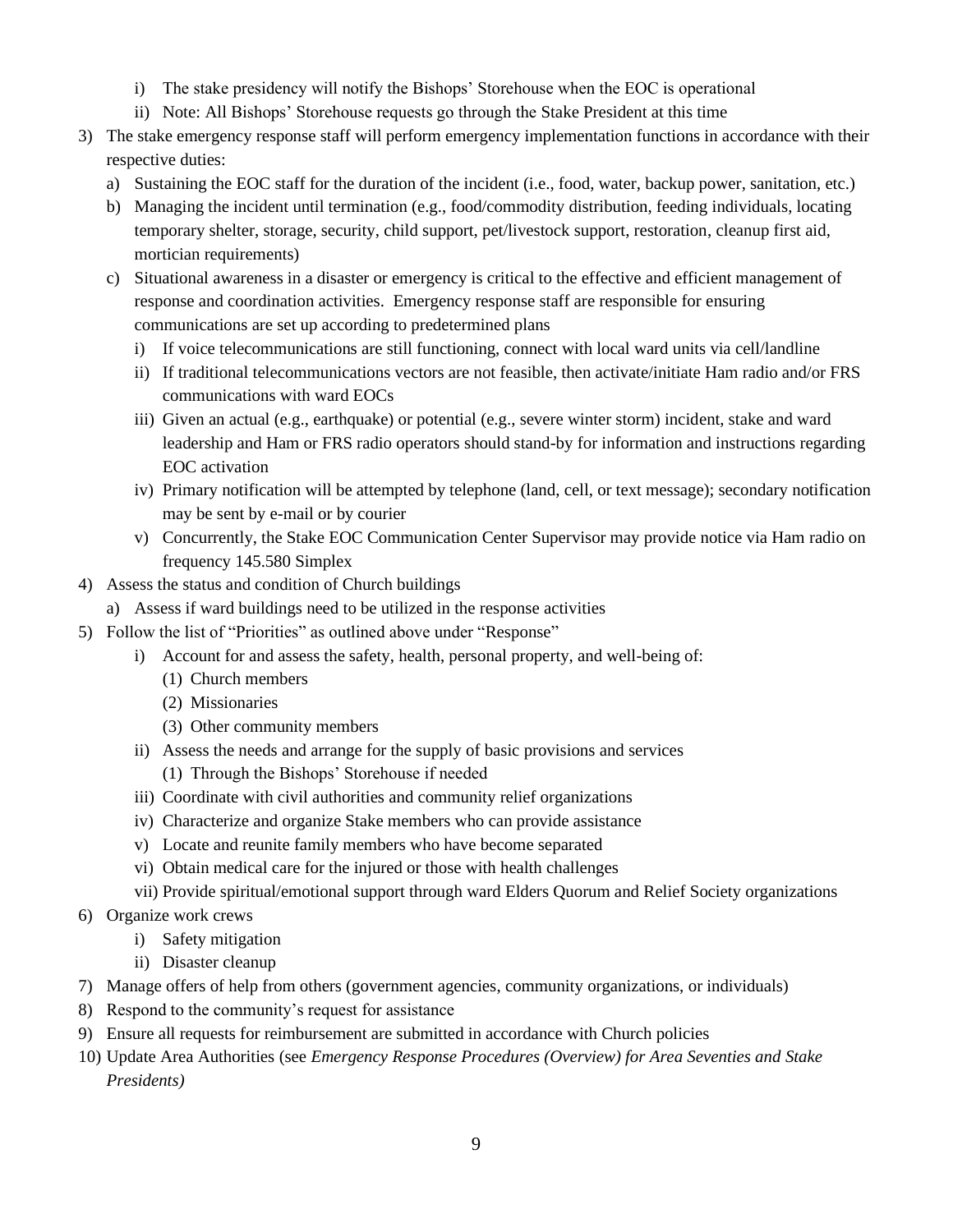i) The stake presidency will notify the Bishops' Storehouse when the EOC is operational
   ii) Note: All Bishops' Storehouse requests go through the Stake President at this time

3) The stake emergency response staff will perform emergency implementation functions in accordance with their respective duties:
   a) Sustaining the EOC staff for the duration of the incident (i.e., food, water, backup power, sanitation, etc.)
   b) Managing the incident until termination (e.g., food/commodity distribution, feeding individuals, locating temporary shelter, storage, security, child support, pet/livestock support, restoration, cleanup first aid, mortician requirements)
   c) Situational awareness in a disaster or emergency is critical to the effective and efficient management of response and coordination activities. Emergency response staff are responsible for ensuring communications are set up according to predetermined plans
      i) If voice telecommunications are still functioning, connect with local ward units via cell/landline
      ii) If traditional telecommunications vectors are not feasible, then activate/initiate Ham radio and/or FRS communications with ward EOCs
      iii) Given an actual (e.g., earthquake) or potential (e.g., severe winter storm) incident, stake and ward leadership and Ham or FRS radio operators should stand-by for information and instructions regarding EOC activation
      iv) Primary notification will be attempted by telephone (land, cell, or text message); secondary notification may be sent by e-mail or by courier
      v) Concurrently, the Stake EOC Communication Center Supervisor may provide notice via Ham radio on frequency 145.580 Simplex

4) Assess the status and condition of Church buildings
   a) Assess if ward buildings need to be utilized in the response activities

5) Follow the list of "Priorities" as outlined above under "Response"
   i) Account for and assess the safety, health, personal property, and well-being of:
      (1) Church members
      (2) Missionaries
      (3) Other community members
   ii) Assess the needs and arrange for the supply of basic provisions and services
      (1) Through the Bishops' Storehouse if needed
   iii) Coordinate with civil authorities and community relief organizations
   iv) Characterize and organize Stake members who can provide assistance
   v) Locate and reunite family members who have become separated
   vi) Obtain medical care for the injured or those with health challenges
   vii) Provide spiritual/emotional support through ward Elders Quorum and Relief Society organizations

6) Organize work crews
   i) Safety mitigation
   ii) Disaster cleanup

7) Manage offers of help from others (government agencies, community organizations, or individuals)

8) Respond to the community's request for assistance

9) Ensure all requests for reimbursement are submitted in accordance with Church policies

10) Update Area Authorities (see *Emergency Response Procedures (Overview) for Area Seventies and Stake Presidents)*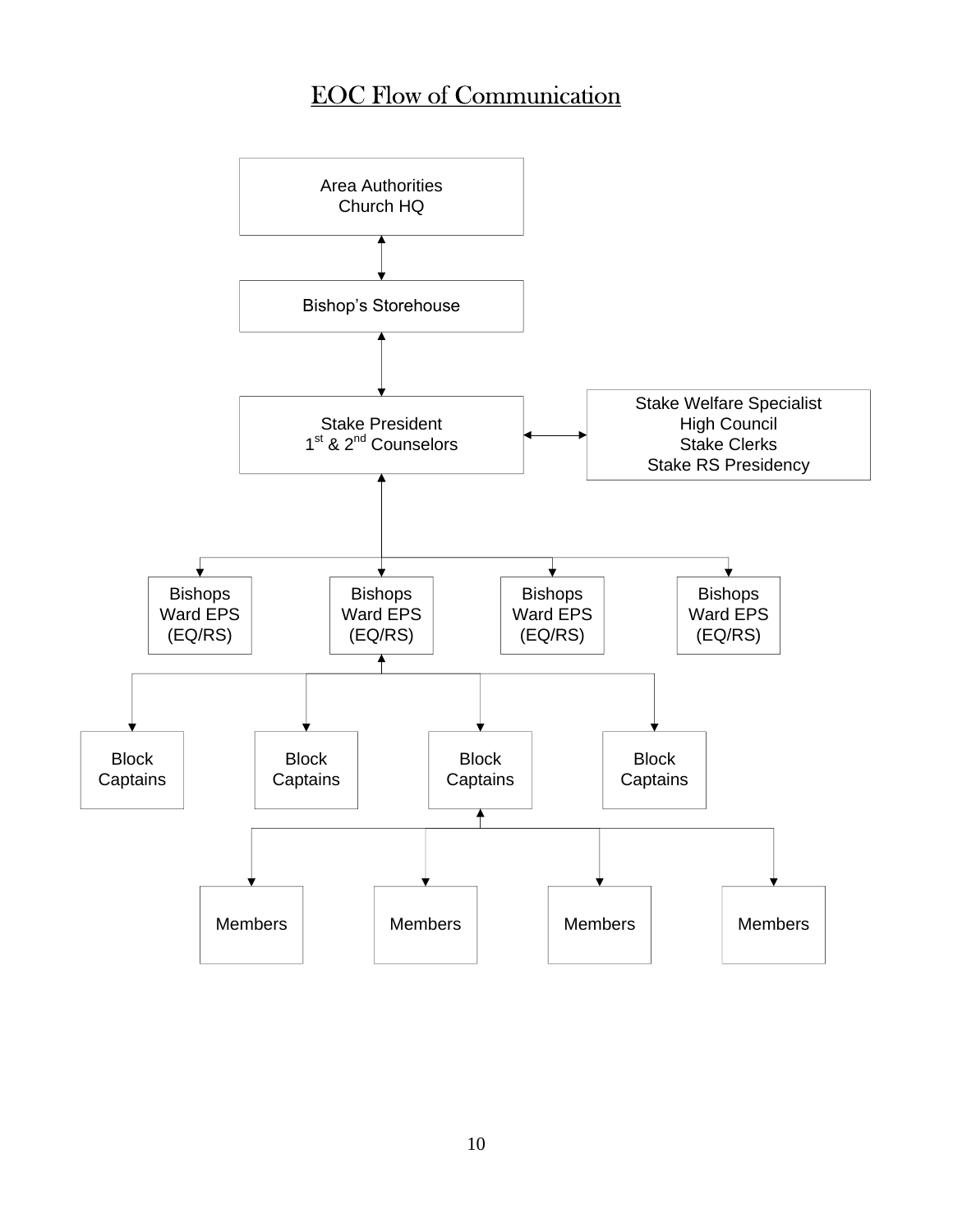# EOC Flow of Communication

Area Authorities
Church HQ

↕

Bishop's Storehouse

↕

Stake President
1st & 2nd Counselors ↔ Stake Welfare Specialist / High Council / Stake Clerks / Stake RS Presidency

↕

| Bishops Ward EPS (EQ/RS) | Bishops Ward EPS (EQ/RS) | Bishops Ward EPS (EQ/RS) | Bishops Ward EPS (EQ/RS) |
|---|---|---|---|

↕

| Block Captains | Block Captains | Block Captains | Block Captains |
|---|---|---|---|

↕

| Members | Members | Members | Members |
|---|---|---|---|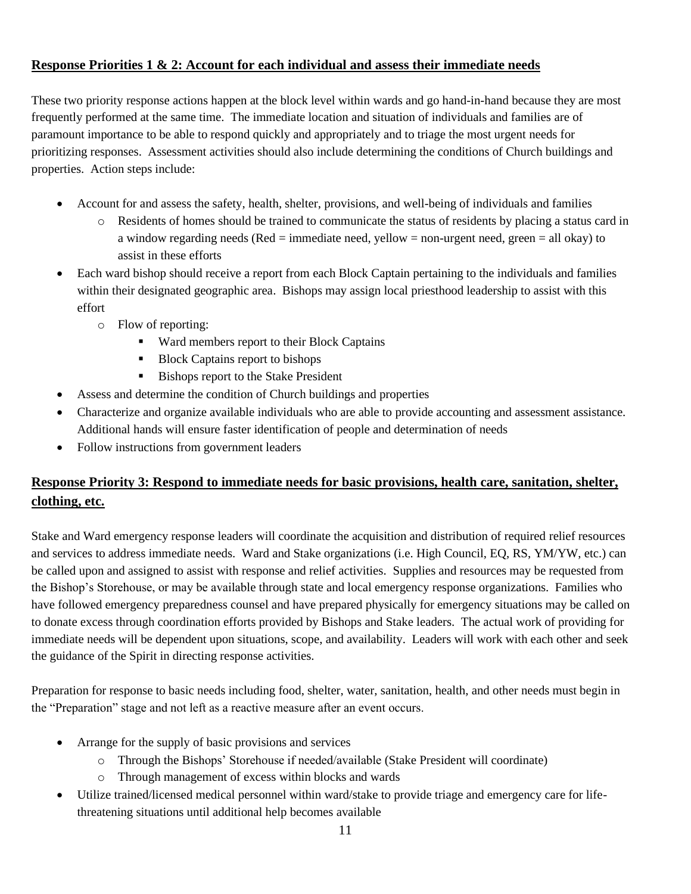**Response Priorities 1 & 2: Account for each individual and assess their immediate needs**

These two priority response actions happen at the block level within wards and go hand-in-hand because they are most frequently performed at the same time. The immediate location and situation of individuals and families are of paramount importance to be able to respond quickly and appropriately and to triage the most urgent needs for prioritizing responses. Assessment activities should also include determining the conditions of Church buildings and properties. Action steps include:

- Account for and assess the safety, health, shelter, provisions, and well-being of individuals and families
  - Residents of homes should be trained to communicate the status of residents by placing a status card in a window regarding needs (Red = immediate need, yellow = non-urgent need, green = all okay) to assist in these efforts
- Each ward bishop should receive a report from each Block Captain pertaining to the individuals and families within their designated geographic area. Bishops may assign local priesthood leadership to assist with this effort
  - Flow of reporting:
    - Ward members report to their Block Captains
    - Block Captains report to bishops
    - Bishops report to the Stake President
- Assess and determine the condition of Church buildings and properties
- Characterize and organize available individuals who are able to provide accounting and assessment assistance. Additional hands will ensure faster identification of people and determination of needs
- Follow instructions from government leaders

## Response Priority 3: Respond to immediate needs for basic provisions, health care, sanitation, shelter, clothing, etc.

Stake and Ward emergency response leaders will coordinate the acquisition and distribution of required relief resources and services to address immediate needs. Ward and Stake organizations (i.e. High Council, EQ, RS, YM/YW, etc.) can be called upon and assigned to assist with response and relief activities. Supplies and resources may be requested from the Bishop's Storehouse, or may be available through state and local emergency response organizations. Families who have followed emergency preparedness counsel and have prepared physically for emergency situations may be called on to donate excess through coordination efforts provided by Bishops and Stake leaders. The actual work of providing for immediate needs will be dependent upon situations, scope, and availability. Leaders will work with each other and seek the guidance of the Spirit in directing response activities.

Preparation for response to basic needs including food, shelter, water, sanitation, health, and other needs must begin in the "Preparation" stage and not left as a reactive measure after an event occurs.

- Arrange for the supply of basic provisions and services
  - Through the Bishops' Storehouse if needed/available (Stake President will coordinate)
  - Through management of excess within blocks and wards
- Utilize trained/licensed medical personnel within ward/stake to provide triage and emergency care for life-threatening situations until additional help becomes available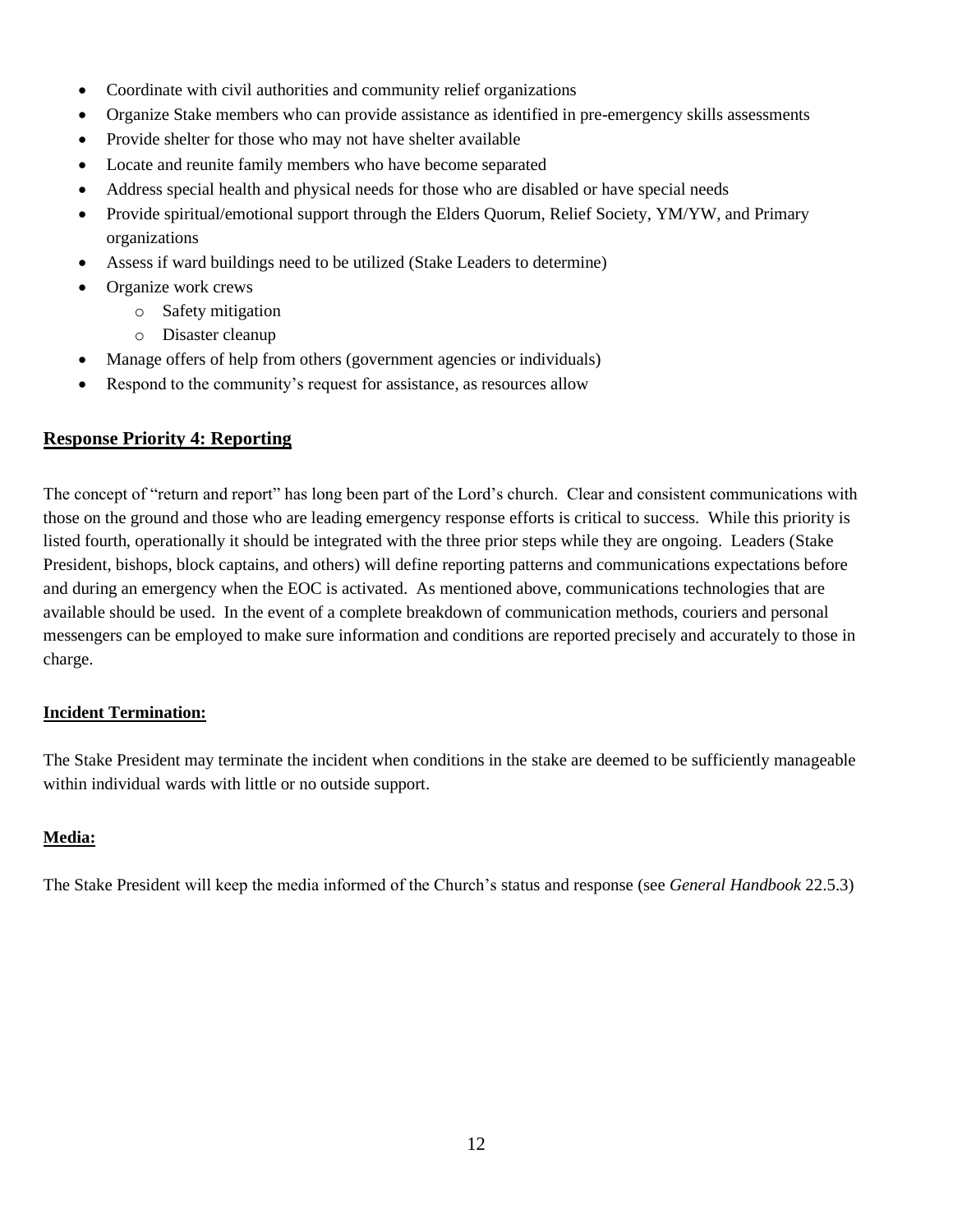- Coordinate with civil authorities and community relief organizations
- Organize Stake members who can provide assistance as identified in pre-emergency skills assessments
- Provide shelter for those who may not have shelter available
- Locate and reunite family members who have become separated
- Address special health and physical needs for those who are disabled or have special needs
- Provide spiritual/emotional support through the Elders Quorum, Relief Society, YM/YW, and Primary organizations
- Assess if ward buildings need to be utilized (Stake Leaders to determine)
- Organize work crews
  - Safety mitigation
  - Disaster cleanup
- Manage offers of help from others (government agencies or individuals)
- Respond to the community's request for assistance, as resources allow

## **Response Priority 4: Reporting**

The concept of "return and report" has long been part of the Lord's church. Clear and consistent communications with those on the ground and those who are leading emergency response efforts is critical to success. While this priority is listed fourth, operationally it should be integrated with the three prior steps while they are ongoing. Leaders (Stake President, bishops, block captains, and others) will define reporting patterns and communications expectations before and during an emergency when the EOC is activated. As mentioned above, communications technologies that are available should be used. In the event of a complete breakdown of communication methods, couriers and personal messengers can be employed to make sure information and conditions are reported precisely and accurately to those in charge.

### **Incident Termination:**

The Stake President may terminate the incident when conditions in the stake are deemed to be sufficiently manageable within individual wards with little or no outside support.

### **Media:**

The Stake President will keep the media informed of the Church's status and response (see *General Handbook* 22.5.3)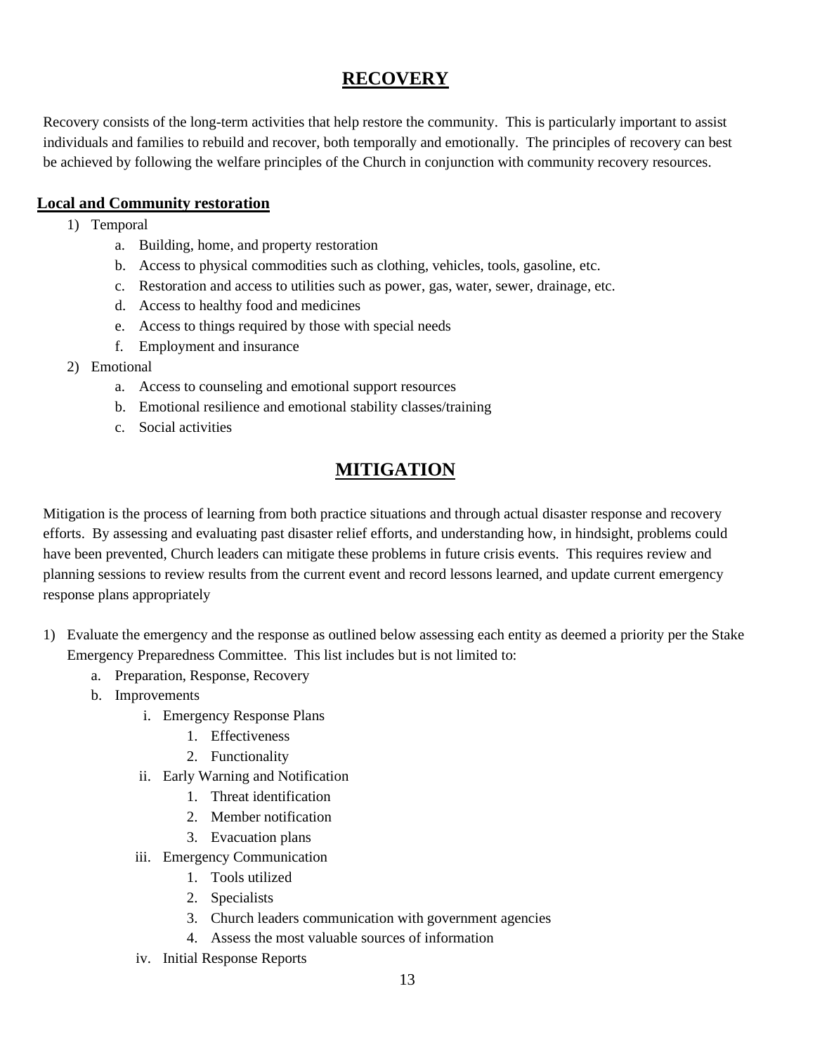# RECOVERY

Recovery consists of the long-term activities that help restore the community. This is particularly important to assist individuals and families to rebuild and recover, both temporally and emotionally. The principles of recovery can best be achieved by following the welfare principles of the Church in conjunction with community recovery resources.

**Local and Community restoration**

1) Temporal
    a. Building, home, and property restoration
    b. Access to physical commodities such as clothing, vehicles, tools, gasoline, etc.
    c. Restoration and access to utilities such as power, gas, water, sewer, drainage, etc.
    d. Access to healthy food and medicines
    e. Access to things required by those with special needs
    f. Employment and insurance
2) Emotional
    a. Access to counseling and emotional support resources
    b. Emotional resilience and emotional stability classes/training
    c. Social activities

# MITIGATION

Mitigation is the process of learning from both practice situations and through actual disaster response and recovery efforts. By assessing and evaluating past disaster relief efforts, and understanding how, in hindsight, problems could have been prevented, Church leaders can mitigate these problems in future crisis events. This requires review and planning sessions to review results from the current event and record lessons learned, and update current emergency response plans appropriately

1) Evaluate the emergency and the response as outlined below assessing each entity as deemed a priority per the Stake Emergency Preparedness Committee. This list includes but is not limited to:
    a. Preparation, Response, Recovery
    b. Improvements
        i. Emergency Response Plans
            1. Effectiveness
            2. Functionality
        ii. Early Warning and Notification
            1. Threat identification
            2. Member notification
            3. Evacuation plans
        iii. Emergency Communication
            1. Tools utilized
            2. Specialists
            3. Church leaders communication with government agencies
            4. Assess the most valuable sources of information
        iv. Initial Response Reports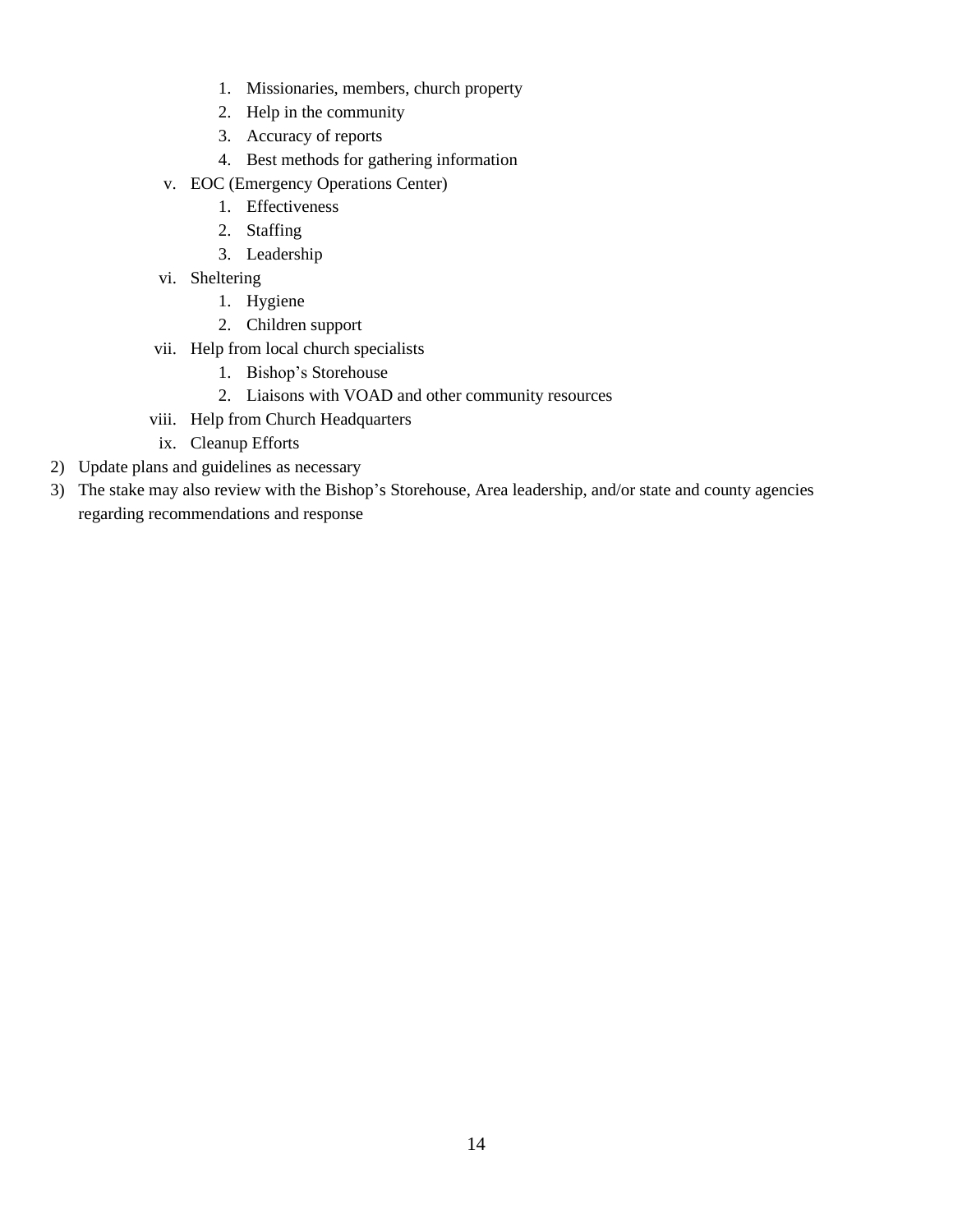1. Missionaries, members, church property
            2. Help in the community
            3. Accuracy of reports
            4. Best methods for gathering information
      v. EOC (Emergency Operations Center)
            1. Effectiveness
            2. Staffing
            3. Leadership
      vi. Sheltering
            1. Hygiene
            2. Children support
      vii. Help from local church specialists
            1. Bishop's Storehouse
            2. Liaisons with VOAD and other community resources
      viii. Help from Church Headquarters
      ix. Cleanup Efforts

2) Update plans and guidelines as necessary
3) The stake may also review with the Bishop's Storehouse, Area leadership, and/or state and county agencies regarding recommendations and response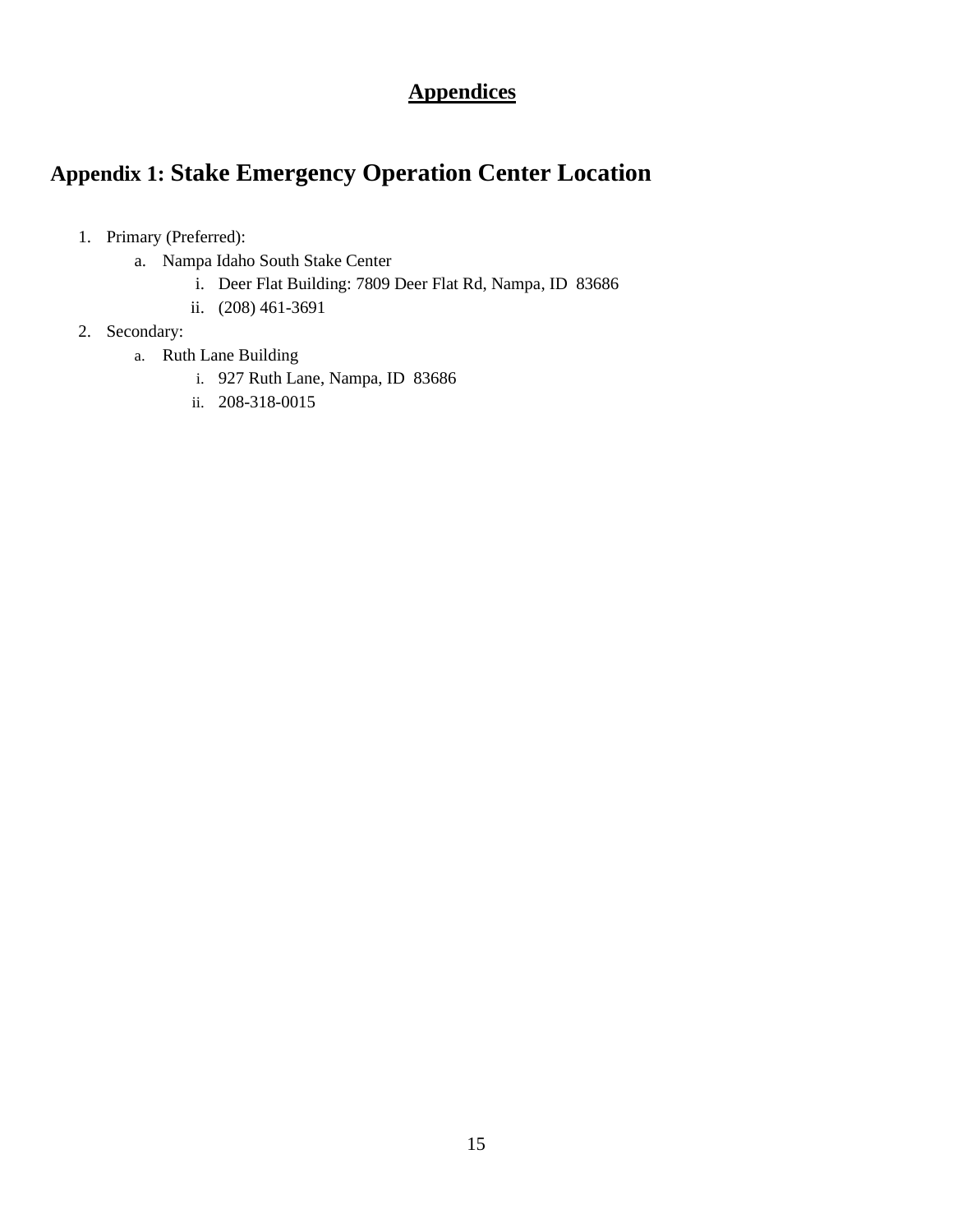# Appendices

## Appendix 1: Stake Emergency Operation Center Location

1. Primary (Preferred):
    a. Nampa Idaho South Stake Center
        i. Deer Flat Building: 7809 Deer Flat Rd, Nampa, ID 83686
        ii. (208) 461-3691
2. Secondary:
    a. Ruth Lane Building
        i. 927 Ruth Lane, Nampa, ID 83686
        ii. 208-318-0015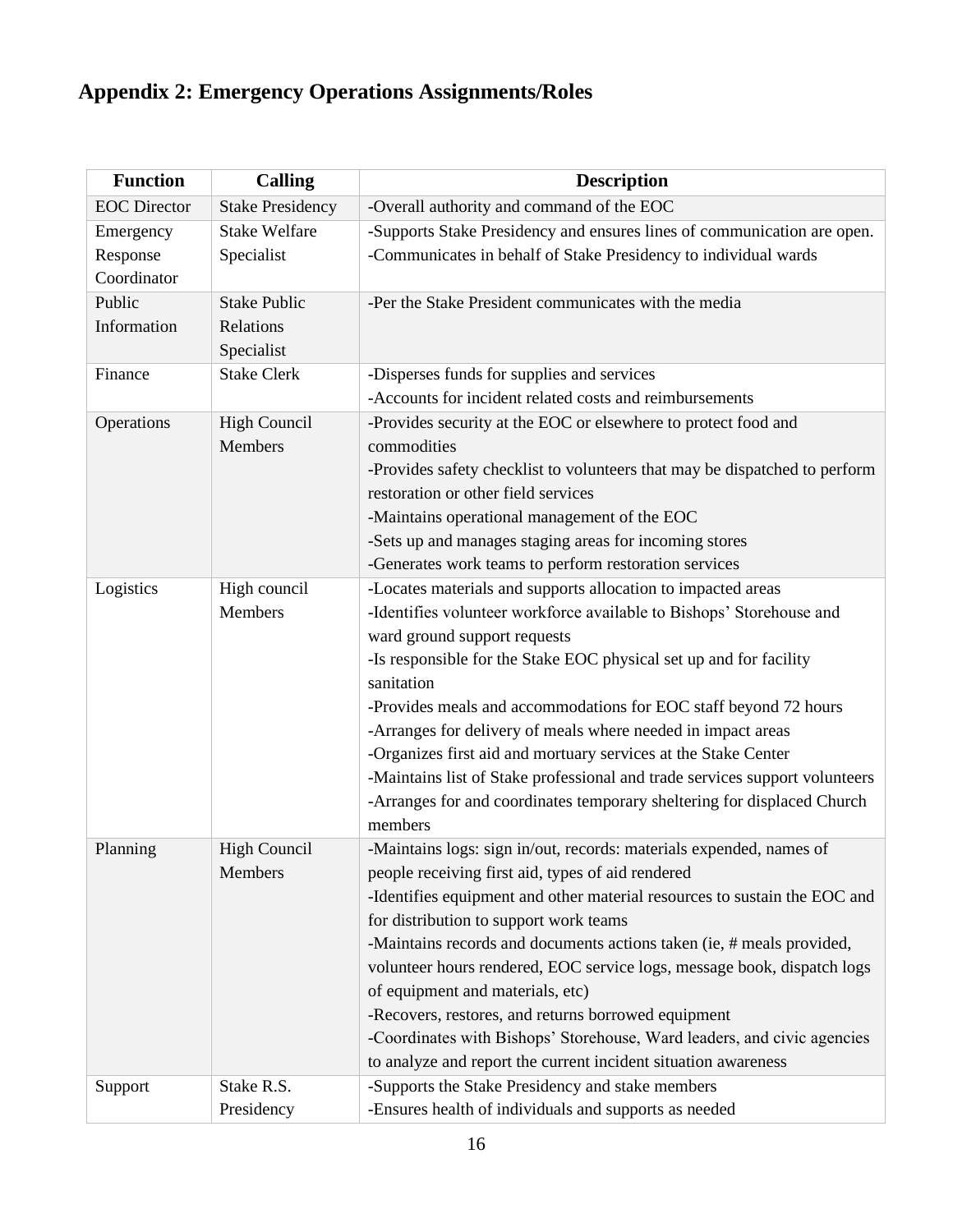## Appendix 2: Emergency Operations Assignments/Roles

| Function | Calling | Description |
|---|---|---|
| EOC Director | Stake Presidency | -Overall authority and command of the EOC |
| Emergency Response Coordinator | Stake Welfare Specialist | -Supports Stake Presidency and ensures lines of communication are open.<br>-Communicates in behalf of Stake Presidency to individual wards |
| Public Information | Stake Public Relations Specialist | -Per the Stake President communicates with the media |
| Finance | Stake Clerk | -Disperses funds for supplies and services<br>-Accounts for incident related costs and reimbursements |
| Operations | High Council Members | -Provides security at the EOC or elsewhere to protect food and commodities<br>-Provides safety checklist to volunteers that may be dispatched to perform restoration or other field services<br>-Maintains operational management of the EOC<br>-Sets up and manages staging areas for incoming stores<br>-Generates work teams to perform restoration services |
| Logistics | High council Members | -Locates materials and supports allocation to impacted areas<br>-Identifies volunteer workforce available to Bishops' Storehouse and ward ground support requests<br>-Is responsible for the Stake EOC physical set up and for facility sanitation<br>-Provides meals and accommodations for EOC staff beyond 72 hours<br>-Arranges for delivery of meals where needed in impact areas<br>-Organizes first aid and mortuary services at the Stake Center<br>-Maintains list of Stake professional and trade services support volunteers<br>-Arranges for and coordinates temporary sheltering for displaced Church members |
| Planning | High Council Members | -Maintains logs: sign in/out, records: materials expended, names of people receiving first aid, types of aid rendered<br>-Identifies equipment and other material resources to sustain the EOC and for distribution to support work teams<br>-Maintains records and documents actions taken (ie, # meals provided, volunteer hours rendered, EOC service logs, message book, dispatch logs of equipment and materials, etc)<br>-Recovers, restores, and returns borrowed equipment<br>-Coordinates with Bishops' Storehouse, Ward leaders, and civic agencies to analyze and report the current incident situation awareness |
| Support | Stake R.S. Presidency | -Supports the Stake Presidency and stake members<br>-Ensures health of individuals and supports as needed |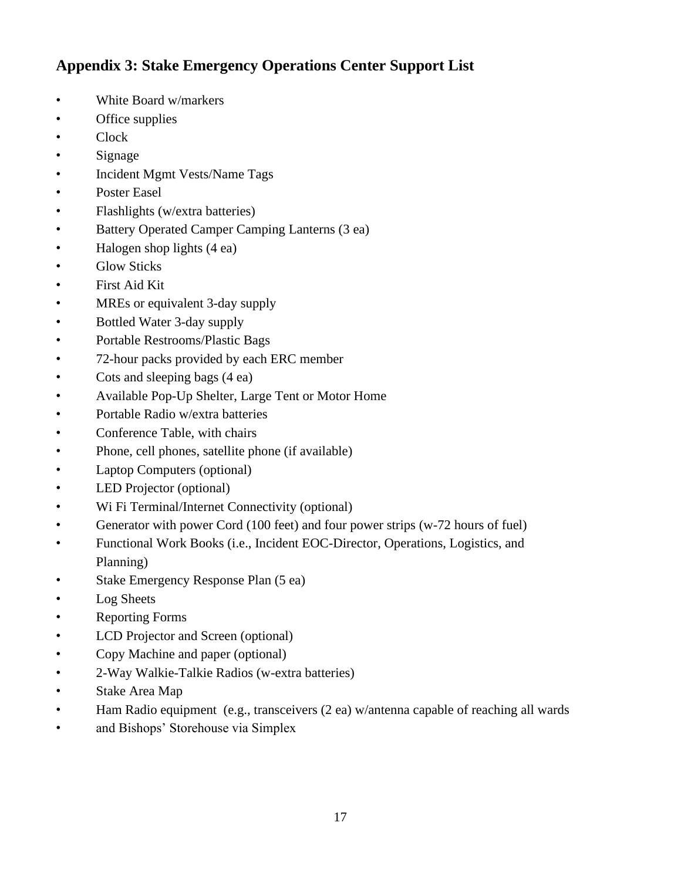## Appendix 3: Stake Emergency Operations Center Support List

- White Board w/markers
- Office supplies
- Clock
- Signage
- Incident Mgmt Vests/Name Tags
- Poster Easel
- Flashlights (w/extra batteries)
- Battery Operated Camper Camping Lanterns (3 ea)
- Halogen shop lights (4 ea)
- Glow Sticks
- First Aid Kit
- MREs or equivalent 3-day supply
- Bottled Water 3-day supply
- Portable Restrooms/Plastic Bags
- 72-hour packs provided by each ERC member
- Cots and sleeping bags (4 ea)
- Available Pop-Up Shelter, Large Tent or Motor Home
- Portable Radio w/extra batteries
- Conference Table, with chairs
- Phone, cell phones, satellite phone (if available)
- Laptop Computers (optional)
- LED Projector (optional)
- Wi Fi Terminal/Internet Connectivity (optional)
- Generator with power Cord (100 feet) and four power strips (w-72 hours of fuel)
- Functional Work Books (i.e., Incident EOC-Director, Operations, Logistics, and Planning)
- Stake Emergency Response Plan (5 ea)
- Log Sheets
- Reporting Forms
- LCD Projector and Screen (optional)
- Copy Machine and paper (optional)
- 2-Way Walkie-Talkie Radios (w-extra batteries)
- Stake Area Map
- Ham Radio equipment (e.g., transceivers (2 ea) w/antenna capable of reaching all wards
- and Bishops' Storehouse via Simplex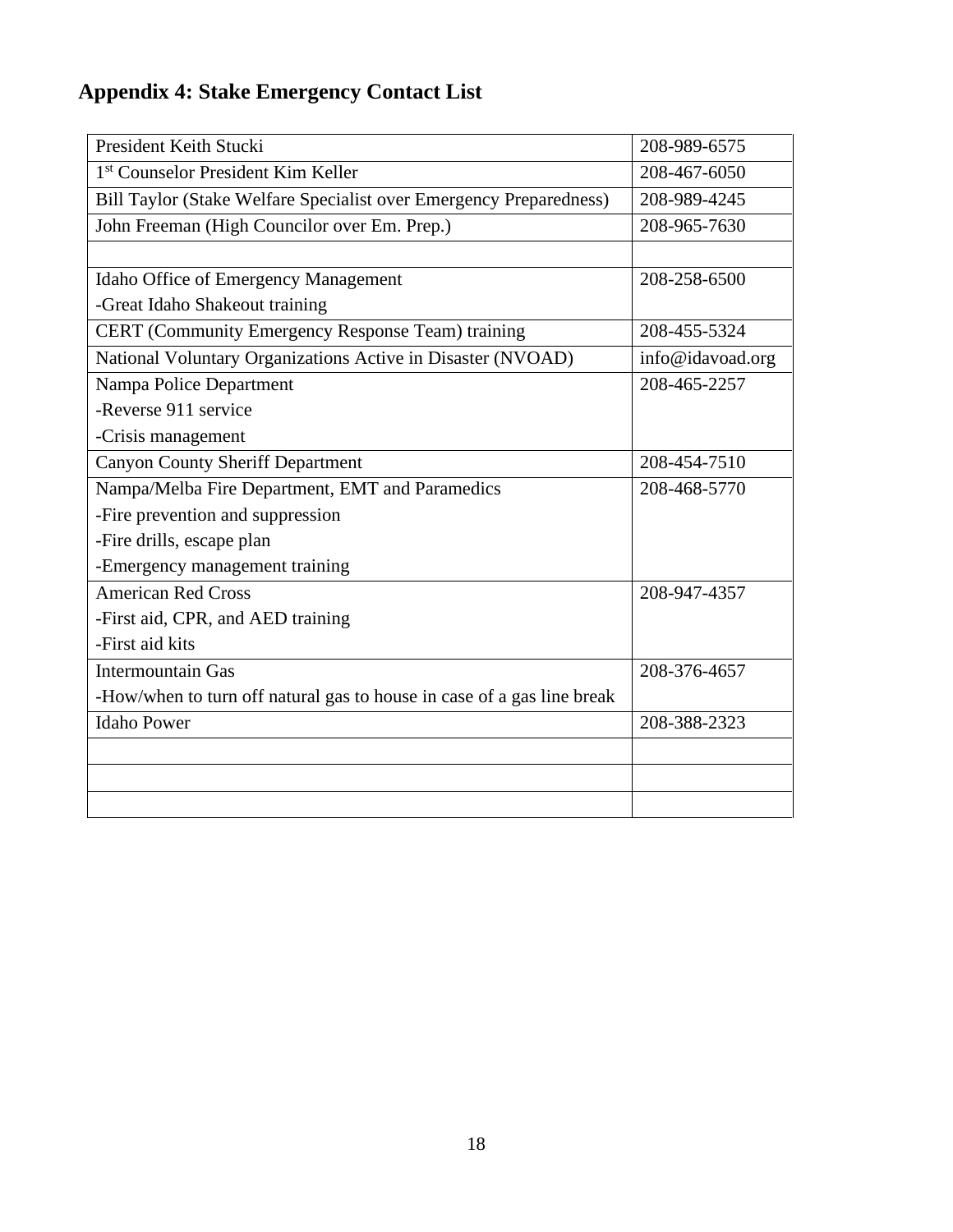## Appendix 4: Stake Emergency Contact List

| | |
|---|---|
| President Keith Stucki | 208-989-6575 |
| 1st Counselor President Kim Keller | 208-467-6050 |
| Bill Taylor (Stake Welfare Specialist over Emergency Preparedness) | 208-989-4245 |
| John Freeman (High Councilor over Em. Prep.) | 208-965-7630 |
| | |
| Idaho Office of Emergency Management<br>-Great Idaho Shakeout training | 208-258-6500 |
| CERT (Community Emergency Response Team) training | 208-455-5324 |
| National Voluntary Organizations Active in Disaster (NVOAD) | info@idavoad.org |
| Nampa Police Department<br>-Reverse 911 service<br>-Crisis management | 208-465-2257 |
| Canyon County Sheriff Department | 208-454-7510 |
| Nampa/Melba Fire Department, EMT and Paramedics<br>-Fire prevention and suppression<br>-Fire drills, escape plan<br>-Emergency management training | 208-468-5770 |
| American Red Cross<br>-First aid, CPR, and AED training<br>-First aid kits | 208-947-4357 |
| Intermountain Gas<br>-How/when to turn off natural gas to house in case of a gas line break | 208-376-4657 |
| Idaho Power | 208-388-2323 |
| | |
| | |
| | |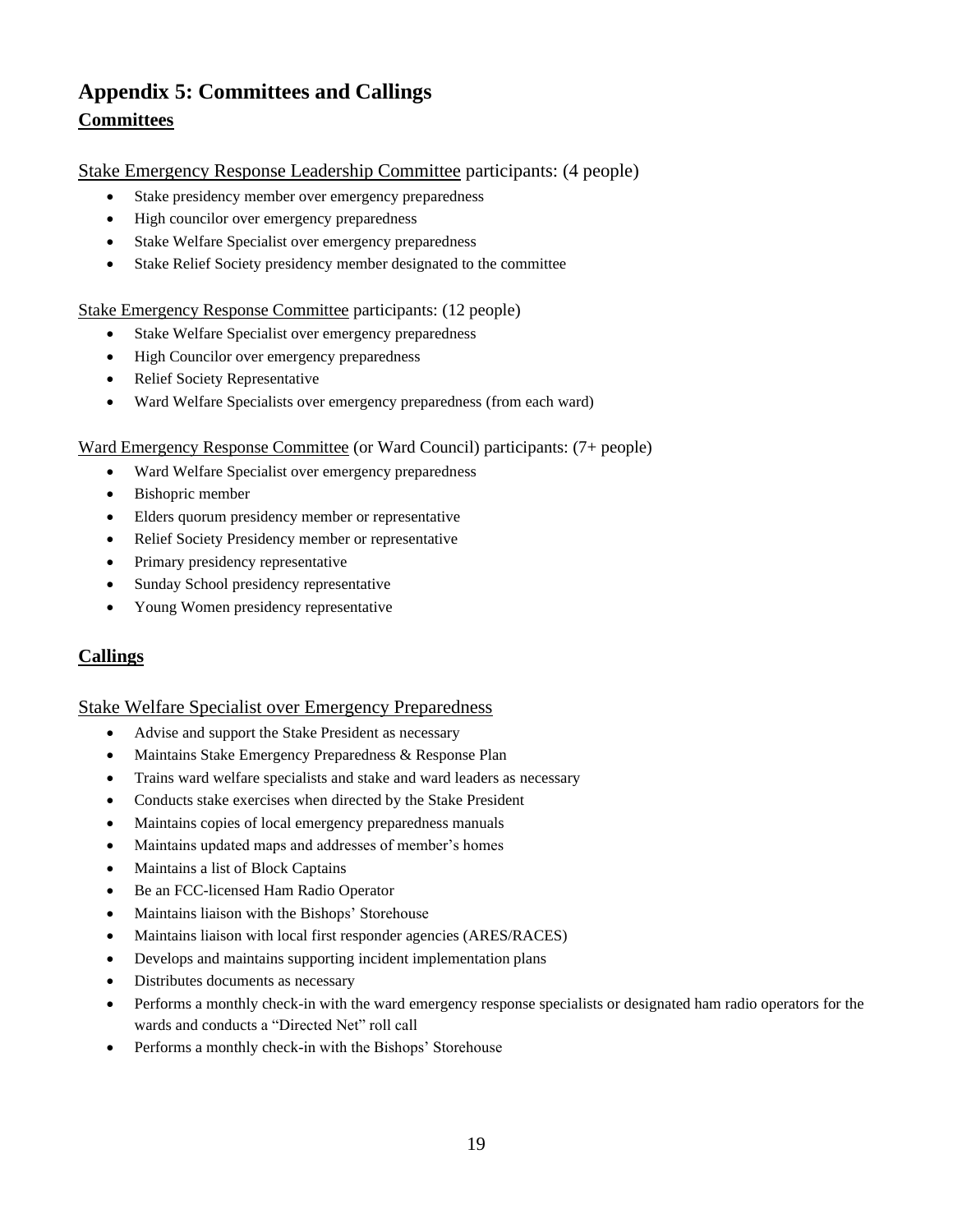# Appendix 5: Committees and Callings

## Committees

Stake Emergency Response Leadership Committee participants: (4 people)

- Stake presidency member over emergency preparedness
- High councilor over emergency preparedness
- Stake Welfare Specialist over emergency preparedness
- Stake Relief Society presidency member designated to the committee

Stake Emergency Response Committee participants: (12 people)

- Stake Welfare Specialist over emergency preparedness
- High Councilor over emergency preparedness
- Relief Society Representative
- Ward Welfare Specialists over emergency preparedness (from each ward)

Ward Emergency Response Committee (or Ward Council) participants: (7+ people)

- Ward Welfare Specialist over emergency preparedness
- Bishopric member
- Elders quorum presidency member or representative
- Relief Society Presidency member or representative
- Primary presidency representative
- Sunday School presidency representative
- Young Women presidency representative

## Callings

Stake Welfare Specialist over Emergency Preparedness

- Advise and support the Stake President as necessary
- Maintains Stake Emergency Preparedness & Response Plan
- Trains ward welfare specialists and stake and ward leaders as necessary
- Conducts stake exercises when directed by the Stake President
- Maintains copies of local emergency preparedness manuals
- Maintains updated maps and addresses of member's homes
- Maintains a list of Block Captains
- Be an FCC-licensed Ham Radio Operator
- Maintains liaison with the Bishops' Storehouse
- Maintains liaison with local first responder agencies (ARES/RACES)
- Develops and maintains supporting incident implementation plans
- Distributes documents as necessary
- Performs a monthly check-in with the ward emergency response specialists or designated ham radio operators for the wards and conducts a "Directed Net" roll call
- Performs a monthly check-in with the Bishops' Storehouse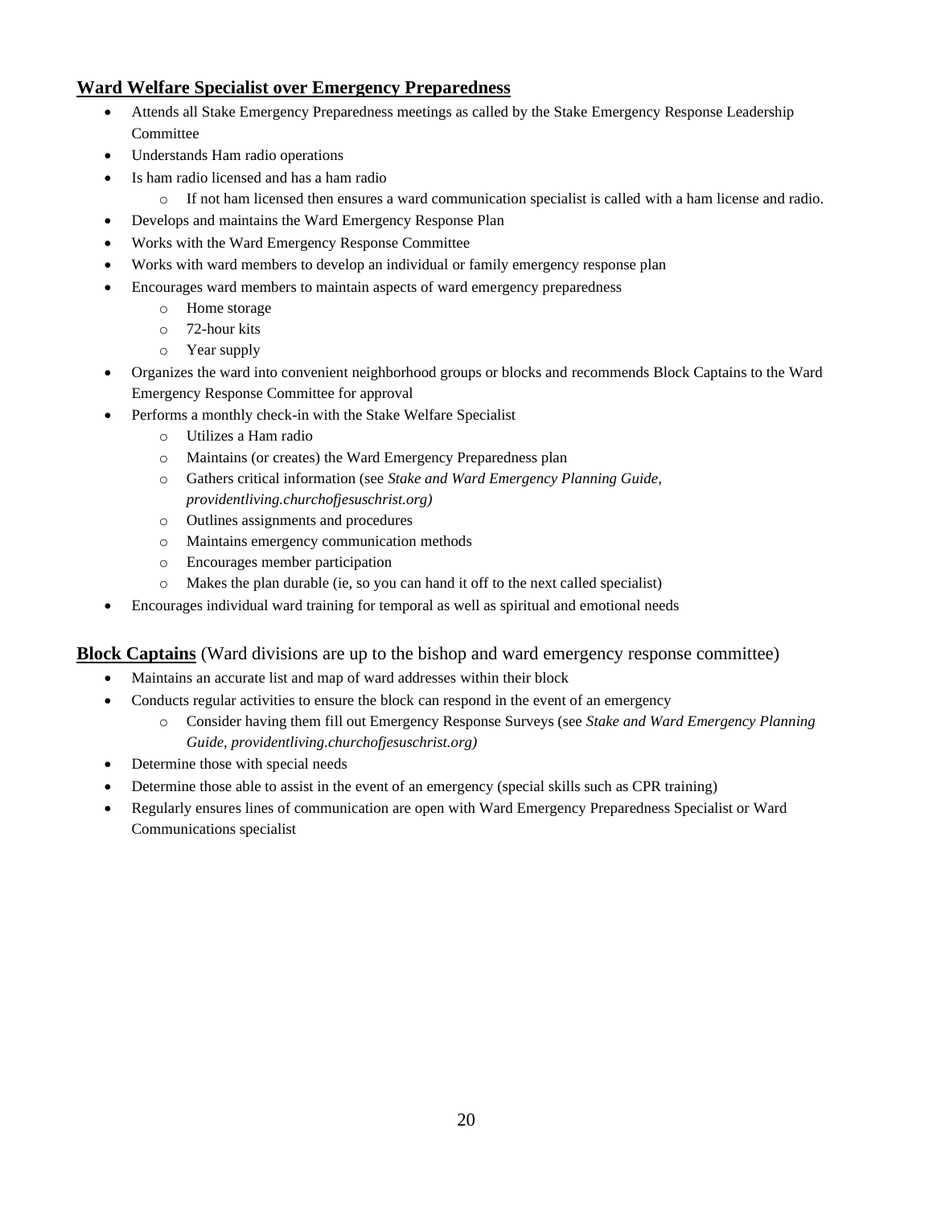## Ward Welfare Specialist over Emergency Preparedness

- Attends all Stake Emergency Preparedness meetings as called by the Stake Emergency Response Leadership Committee
- Understands Ham radio operations
- Is ham radio licensed and has a ham radio
  - If not ham licensed then ensures a ward communication specialist is called with a ham license and radio.
- Develops and maintains the Ward Emergency Response Plan
- Works with the Ward Emergency Response Committee
- Works with ward members to develop an individual or family emergency response plan
- Encourages ward members to maintain aspects of ward emergency preparedness
  - Home storage
  - 72-hour kits
  - Year supply
- Organizes the ward into convenient neighborhood groups or blocks and recommends Block Captains to the Ward Emergency Response Committee for approval
- Performs a monthly check-in with the Stake Welfare Specialist
  - Utilizes a Ham radio
  - Maintains (or creates) the Ward Emergency Preparedness plan
  - Gathers critical information (see *Stake and Ward Emergency Planning Guide, providentliving.churchofjesuschrist.org)*
  - Outlines assignments and procedures
  - Maintains emergency communication methods
  - Encourages member participation
  - Makes the plan durable (ie, so you can hand it off to the next called specialist)
- Encourages individual ward training for temporal as well as spiritual and emotional needs

## **Block Captains** (Ward divisions are up to the bishop and ward emergency response committee)

- Maintains an accurate list and map of ward addresses within their block
- Conducts regular activities to ensure the block can respond in the event of an emergency
  - Consider having them fill out Emergency Response Surveys (see *Stake and Ward Emergency Planning Guide, providentliving.churchofjesuschrist.org)*
- Determine those with special needs
- Determine those able to assist in the event of an emergency (special skills such as CPR training)
- Regularly ensures lines of communication are open with Ward Emergency Preparedness Specialist or Ward Communications specialist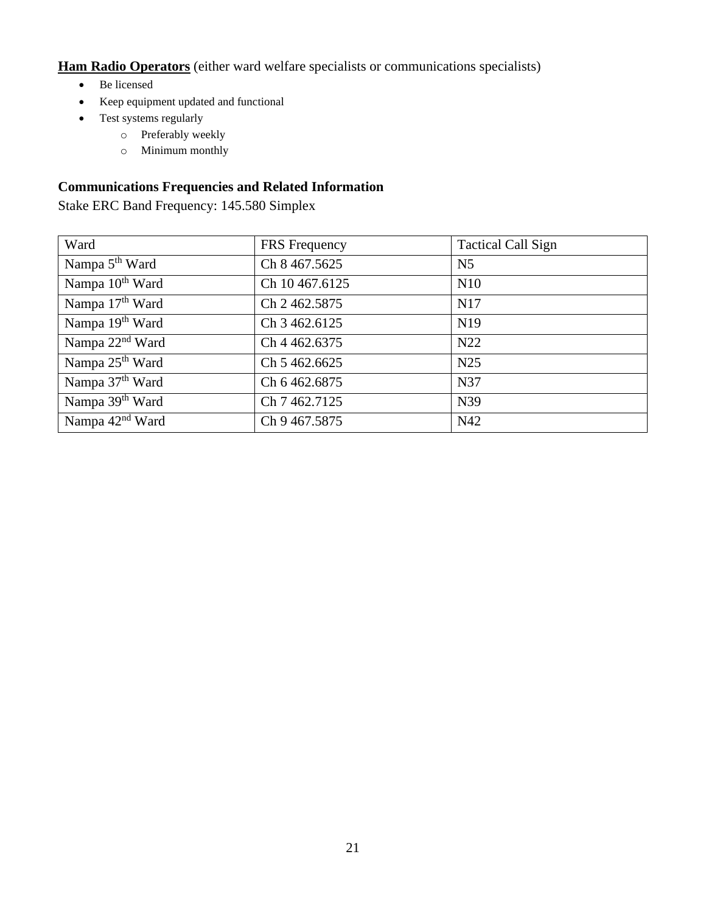**Ham Radio Operators** (either ward welfare specialists or communications specialists)

- Be licensed
- Keep equipment updated and functional
- Test systems regularly
  - Preferably weekly
  - Minimum monthly

### Communications Frequencies and Related Information

Stake ERC Band Frequency: 145.580 Simplex

| Ward | FRS Frequency | Tactical Call Sign |
| --- | --- | --- |
| Nampa 5th Ward | Ch 8 467.5625 | N5 |
| Nampa 10th Ward | Ch 10 467.6125 | N10 |
| Nampa 17th Ward | Ch 2 462.5875 | N17 |
| Nampa 19th Ward | Ch 3 462.6125 | N19 |
| Nampa 22nd Ward | Ch 4 462.6375 | N22 |
| Nampa 25th Ward | Ch 5 462.6625 | N25 |
| Nampa 37th Ward | Ch 6 462.6875 | N37 |
| Nampa 39th Ward | Ch 7 462.7125 | N39 |
| Nampa 42nd Ward | Ch 9 467.5875 | N42 |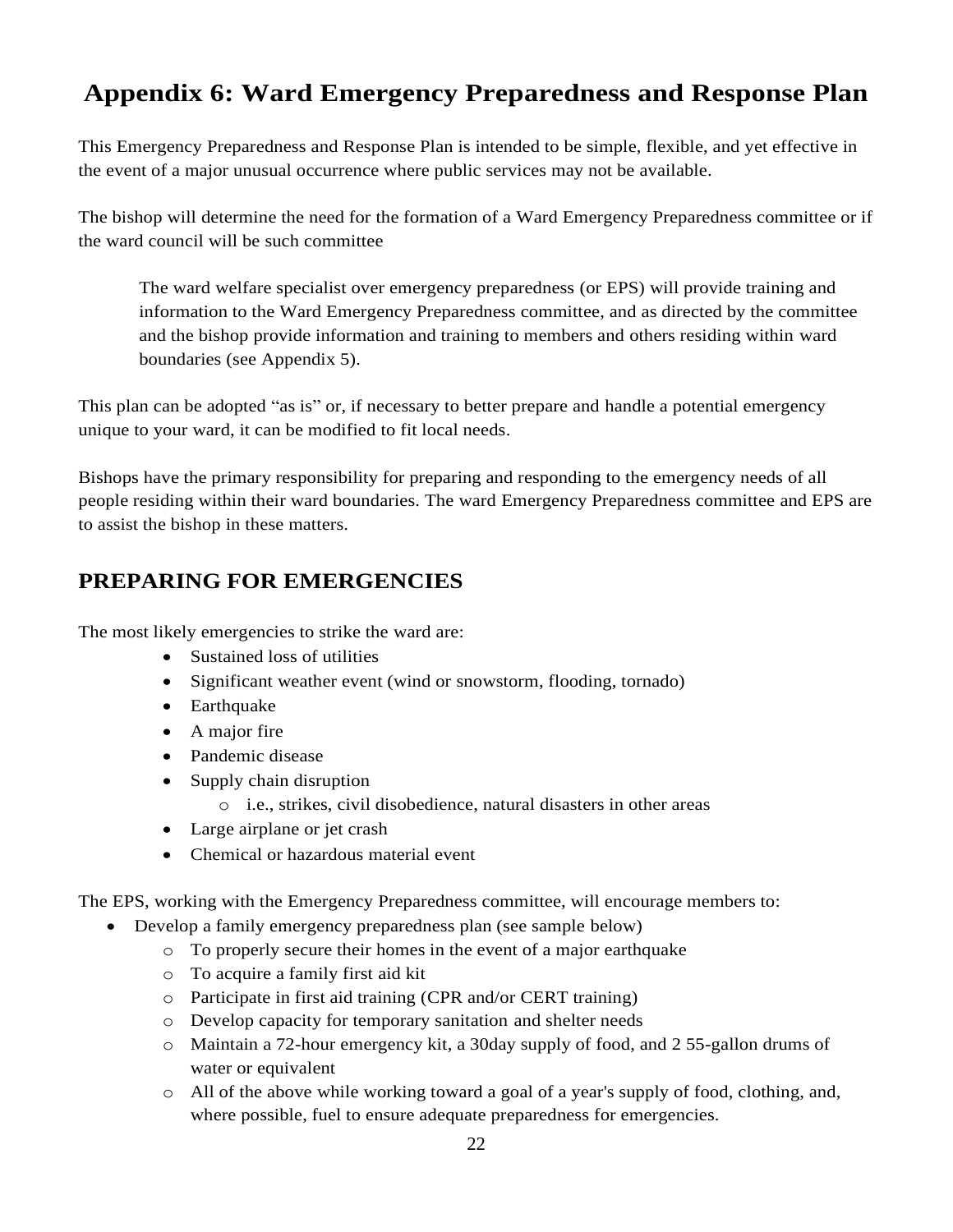# Appendix 6: Ward Emergency Preparedness and Response Plan

This Emergency Preparedness and Response Plan is intended to be simple, flexible, and yet effective in the event of a major unusual occurrence where public services may not be available.

The bishop will determine the need for the formation of a Ward Emergency Preparedness committee or if the ward council will be such committee

> The ward welfare specialist over emergency preparedness (or EPS) will provide training and information to the Ward Emergency Preparedness committee, and as directed by the committee and the bishop provide information and training to members and others residing within ward boundaries (see Appendix 5).

This plan can be adopted "as is" or, if necessary to better prepare and handle a potential emergency unique to your ward, it can be modified to fit local needs.

Bishops have the primary responsibility for preparing and responding to the emergency needs of all people residing within their ward boundaries. The ward Emergency Preparedness committee and EPS are to assist the bishop in these matters.

## PREPARING FOR EMERGENCIES

The most likely emergencies to strike the ward are:

- Sustained loss of utilities
- Significant weather event (wind or snowstorm, flooding, tornado)
- Earthquake
- A major fire
- Pandemic disease
- Supply chain disruption
  - i.e., strikes, civil disobedience, natural disasters in other areas
- Large airplane or jet crash
- Chemical or hazardous material event

The EPS, working with the Emergency Preparedness committee, will encourage members to:

- Develop a family emergency preparedness plan (see sample below)
  - To properly secure their homes in the event of a major earthquake
  - To acquire a family first aid kit
  - Participate in first aid training (CPR and/or CERT training)
  - Develop capacity for temporary sanitation and shelter needs
  - Maintain a 72-hour emergency kit, a 30day supply of food, and 2 55-gallon drums of water or equivalent
  - All of the above while working toward a goal of a year's supply of food, clothing, and, where possible, fuel to ensure adequate preparedness for emergencies.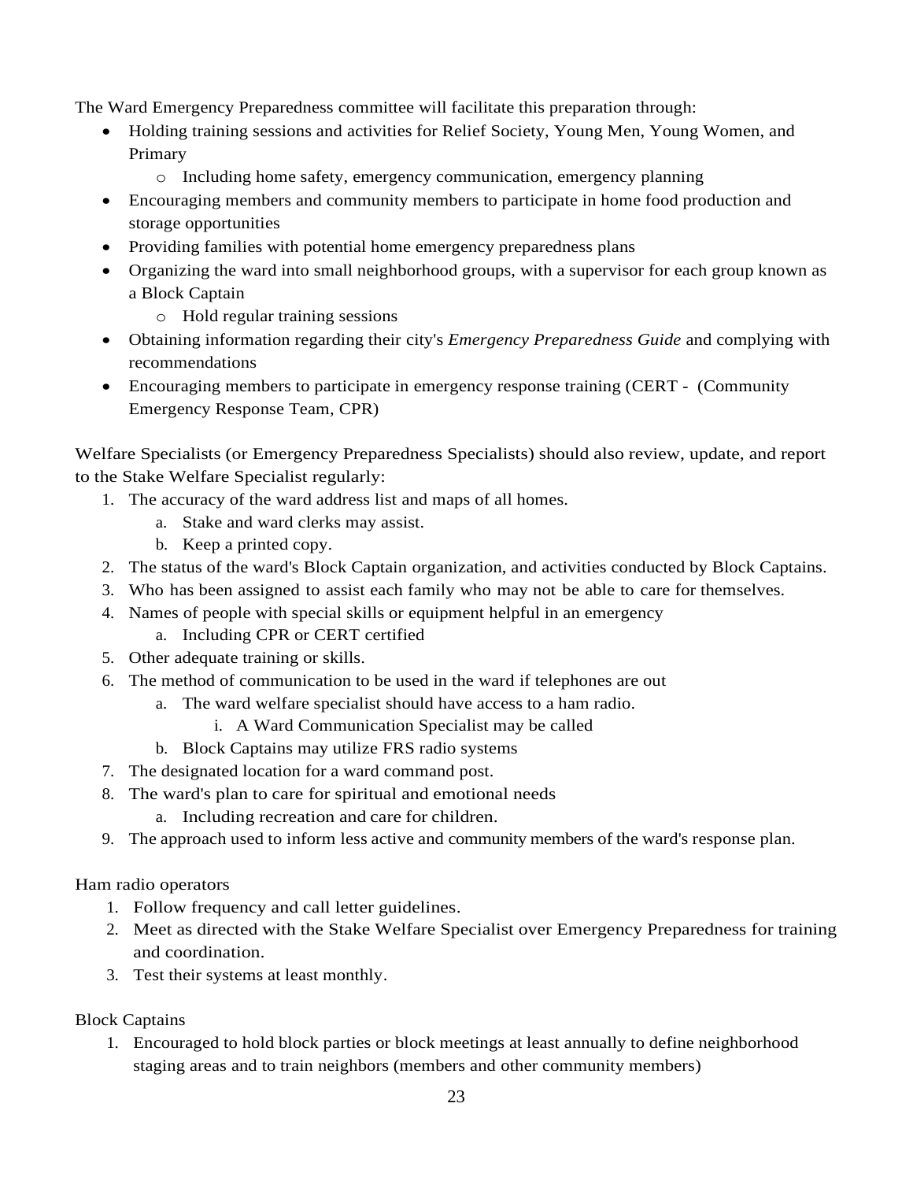The Ward Emergency Preparedness committee will facilitate this preparation through:

- Holding training sessions and activities for Relief Society, Young Men, Young Women, and Primary
  - Including home safety, emergency communication, emergency planning
- Encouraging members and community members to participate in home food production and storage opportunities
- Providing families with potential home emergency preparedness plans
- Organizing the ward into small neighborhood groups, with a supervisor for each group known as a Block Captain
  - Hold regular training sessions
- Obtaining information regarding their city's *Emergency Preparedness Guide* and complying with recommendations
- Encouraging members to participate in emergency response training (CERT - (Community Emergency Response Team, CPR)

Welfare Specialists (or Emergency Preparedness Specialists) should also review, update, and report to the Stake Welfare Specialist regularly:

1. The accuracy of the ward address list and maps of all homes.
   a. Stake and ward clerks may assist.
   b. Keep a printed copy.
2. The status of the ward's Block Captain organization, and activities conducted by Block Captains.
3. Who has been assigned to assist each family who may not be able to care for themselves.
4. Names of people with special skills or equipment helpful in an emergency
   a. Including CPR or CERT certified
5. Other adequate training or skills.
6. The method of communication to be used in the ward if telephones are out
   a. The ward welfare specialist should have access to a ham radio.
      i. A Ward Communication Specialist may be called
   b. Block Captains may utilize FRS radio systems
7. The designated location for a ward command post.
8. The ward's plan to care for spiritual and emotional needs
   a. Including recreation and care for children.
9. The approach used to inform less active and community members of the ward's response plan.

Ham radio operators

1. Follow frequency and call letter guidelines.
2. Meet as directed with the Stake Welfare Specialist over Emergency Preparedness for training and coordination.
3. Test their systems at least monthly.

Block Captains

1. Encouraged to hold block parties or block meetings at least annually to define neighborhood staging areas and to train neighbors (members and other community members)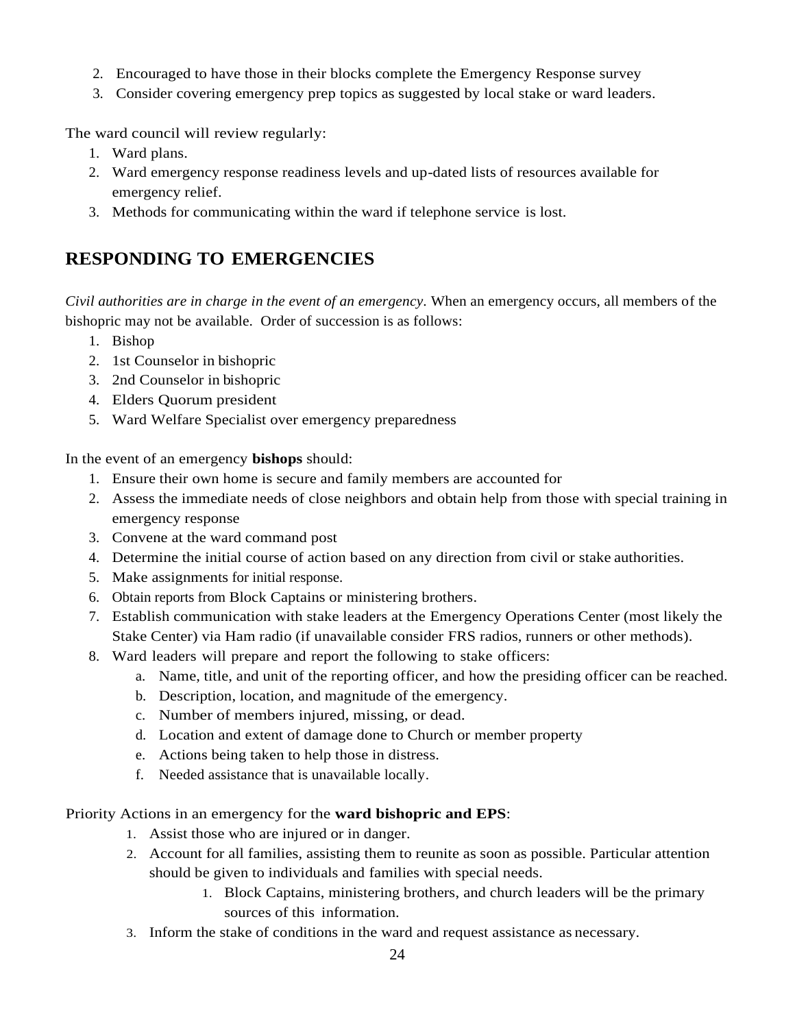2. Encouraged to have those in their blocks complete the Emergency Response survey
3. Consider covering emergency prep topics as suggested by local stake or ward leaders.

The ward council will review regularly:

1. Ward plans.
2. Ward emergency response readiness levels and up-dated lists of resources available for emergency relief.
3. Methods for communicating within the ward if telephone service is lost.

## RESPONDING TO EMERGENCIES

*Civil authorities are in charge in the event of an emergency.* When an emergency occurs, all members of the bishopric may not be available. Order of succession is as follows:

1. Bishop
2. 1st Counselor in bishopric
3. 2nd Counselor in bishopric
4. Elders Quorum president
5. Ward Welfare Specialist over emergency preparedness

In the event of an emergency **bishops** should:

1. Ensure their own home is secure and family members are accounted for
2. Assess the immediate needs of close neighbors and obtain help from those with special training in emergency response
3. Convene at the ward command post
4. Determine the initial course of action based on any direction from civil or stake authorities.
5. Make assignments for initial response.
6. Obtain reports from Block Captains or ministering brothers.
7. Establish communication with stake leaders at the Emergency Operations Center (most likely the Stake Center) via Ham radio (if unavailable consider FRS radios, runners or other methods).
8. Ward leaders will prepare and report the following to stake officers:
    a. Name, title, and unit of the reporting officer, and how the presiding officer can be reached.
    b. Description, location, and magnitude of the emergency.
    c. Number of members injured, missing, or dead.
    d. Location and extent of damage done to Church or member property
    e. Actions being taken to help those in distress.
    f. Needed assistance that is unavailable locally.

Priority Actions in an emergency for the **ward bishopric and EPS**:

1. Assist those who are injured or in danger.
2. Account for all families, assisting them to reunite as soon as possible. Particular attention should be given to individuals and families with special needs.
    1. Block Captains, ministering brothers, and church leaders will be the primary sources of this information.
3. Inform the stake of conditions in the ward and request assistance as necessary.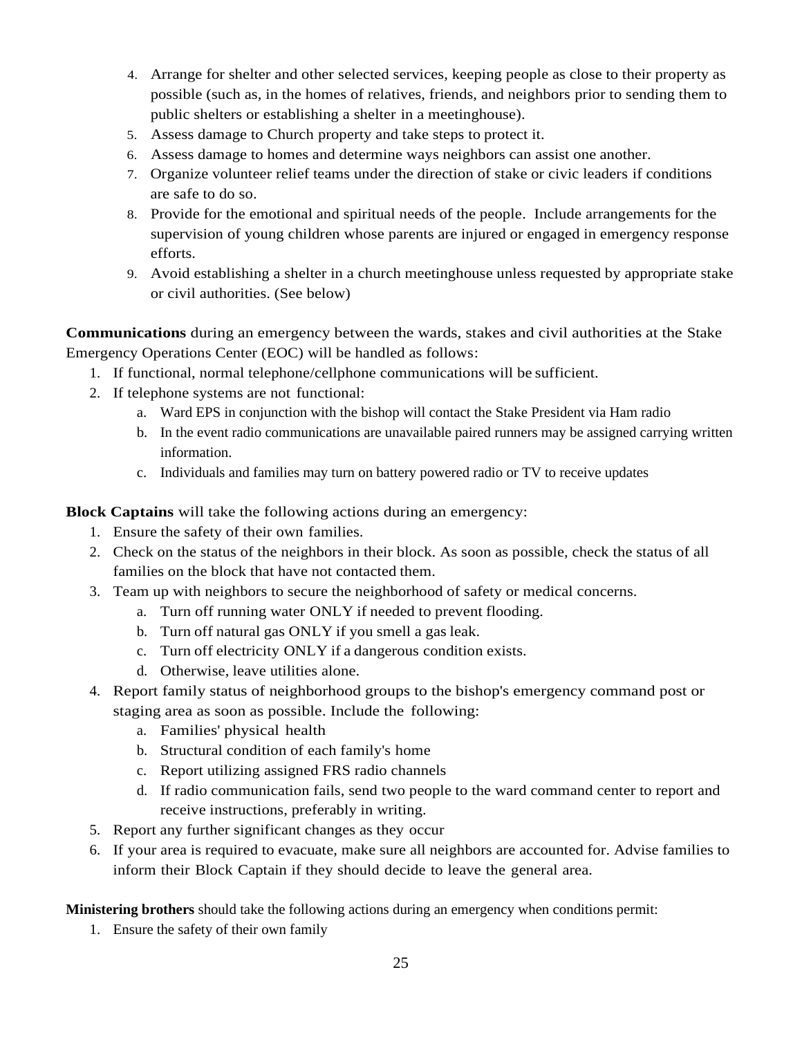4. Arrange for shelter and other selected services, keeping people as close to their property as possible (such as, in the homes of relatives, friends, and neighbors prior to sending them to public shelters or establishing a shelter in a meetinghouse).
5. Assess damage to Church property and take steps to protect it.
6. Assess damage to homes and determine ways neighbors can assist one another.
7. Organize volunteer relief teams under the direction of stake or civic leaders if conditions are safe to do so.
8. Provide for the emotional and spiritual needs of the people. Include arrangements for the supervision of young children whose parents are injured or engaged in emergency response efforts.
9. Avoid establishing a shelter in a church meetinghouse unless requested by appropriate stake or civil authorities. (See below)

**Communications** during an emergency between the wards, stakes and civil authorities at the Stake Emergency Operations Center (EOC) will be handled as follows:

1. If functional, normal telephone/cellphone communications will be sufficient.
2. If telephone systems are not functional:
   a. Ward EPS in conjunction with the bishop will contact the Stake President via Ham radio
   b. In the event radio communications are unavailable paired runners may be assigned carrying written information.
   c. Individuals and families may turn on battery powered radio or TV to receive updates

**Block Captains** will take the following actions during an emergency:

1. Ensure the safety of their own families.
2. Check on the status of the neighbors in their block. As soon as possible, check the status of all families on the block that have not contacted them.
3. Team up with neighbors to secure the neighborhood of safety or medical concerns.
   a. Turn off running water ONLY if needed to prevent flooding.
   b. Turn off natural gas ONLY if you smell a gas leak.
   c. Turn off electricity ONLY if a dangerous condition exists.
   d. Otherwise, leave utilities alone.
4. Report family status of neighborhood groups to the bishop's emergency command post or staging area as soon as possible. Include the following:
   a. Families' physical health
   b. Structural condition of each family's home
   c. Report utilizing assigned FRS radio channels
   d. If radio communication fails, send two people to the ward command center to report and receive instructions, preferably in writing.
5. Report any further significant changes as they occur
6. If your area is required to evacuate, make sure all neighbors are accounted for. Advise families to inform their Block Captain if they should decide to leave the general area.

**Ministering brothers** should take the following actions during an emergency when conditions permit:

1. Ensure the safety of their own family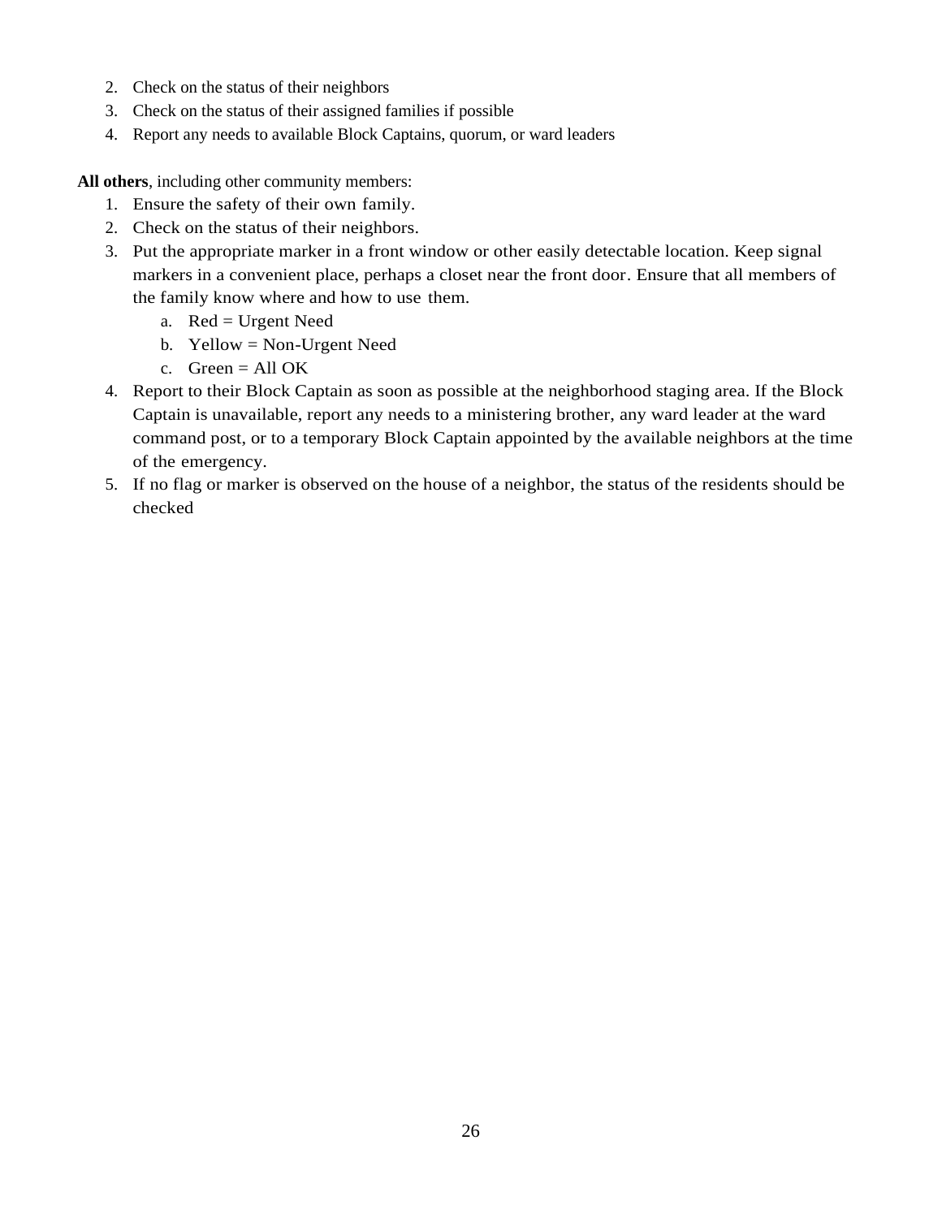2. Check on the status of their neighbors
3. Check on the status of their assigned families if possible
4. Report any needs to available Block Captains, quorum, or ward leaders

**All others**, including other community members:

1. Ensure the safety of their own family.
2. Check on the status of their neighbors.
3. Put the appropriate marker in a front window or other easily detectable location. Keep signal markers in a convenient place, perhaps a closet near the front door. Ensure that all members of the family know where and how to use them.
   a. Red = Urgent Need
   b. Yellow = Non-Urgent Need
   c. Green = All OK
4. Report to their Block Captain as soon as possible at the neighborhood staging area. If the Block Captain is unavailable, report any needs to a ministering brother, any ward leader at the ward command post, or to a temporary Block Captain appointed by the available neighbors at the time of the emergency.
5. If no flag or marker is observed on the house of a neighbor, the status of the residents should be checked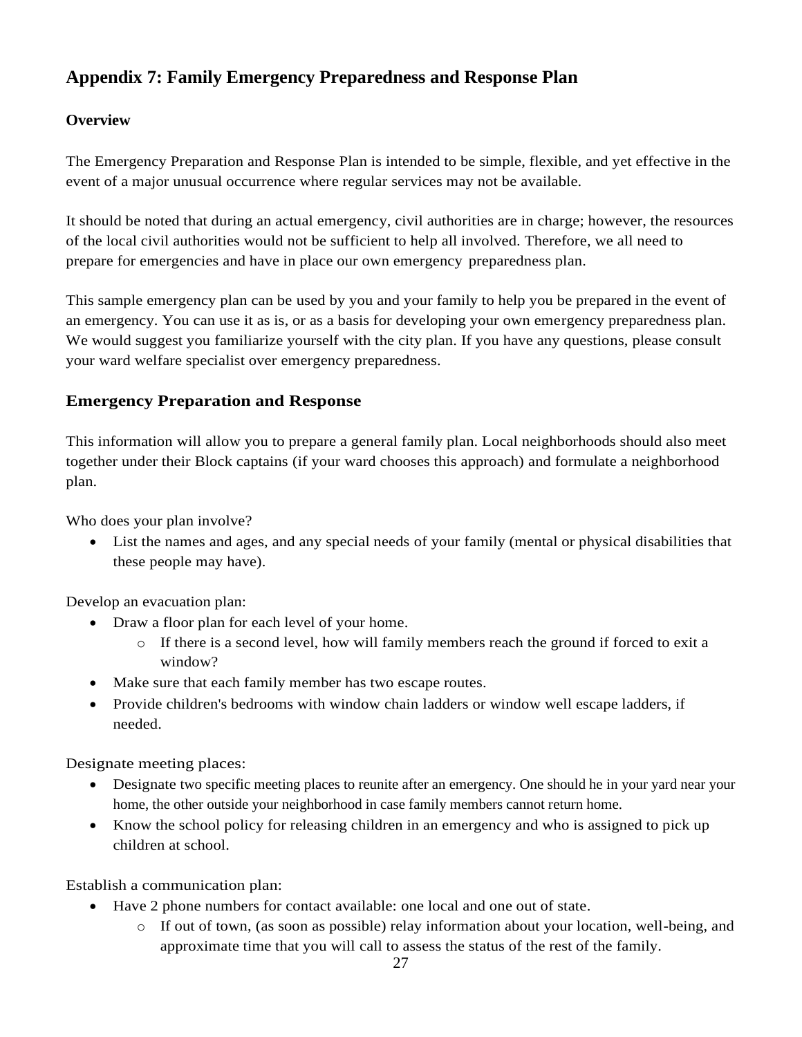## Appendix 7: Family Emergency Preparedness and Response Plan

### Overview

The Emergency Preparation and Response Plan is intended to be simple, flexible, and yet effective in the event of a major unusual occurrence where regular services may not be available.

It should be noted that during an actual emergency, civil authorities are in charge; however, the resources of the local civil authorities would not be sufficient to help all involved. Therefore, we all need to prepare for emergencies and have in place our own emergency preparedness plan.

This sample emergency plan can be used by you and your family to help you be prepared in the event of an emergency. You can use it as is, or as a basis for developing your own emergency preparedness plan. We would suggest you familiarize yourself with the city plan. If you have any questions, please consult your ward welfare specialist over emergency preparedness.

### Emergency Preparation and Response

This information will allow you to prepare a general family plan. Local neighborhoods should also meet together under their Block captains (if your ward chooses this approach) and formulate a neighborhood plan.

Who does your plan involve?

- List the names and ages, and any special needs of your family (mental or physical disabilities that these people may have).

Develop an evacuation plan:

- Draw a floor plan for each level of your home.
  - If there is a second level, how will family members reach the ground if forced to exit a window?
- Make sure that each family member has two escape routes.
- Provide children's bedrooms with window chain ladders or window well escape ladders, if needed.

Designate meeting places:

- Designate two specific meeting places to reunite after an emergency. One should he in your yard near your home, the other outside your neighborhood in case family members cannot return home.
- Know the school policy for releasing children in an emergency and who is assigned to pick up children at school.

Establish a communication plan:

- Have 2 phone numbers for contact available: one local and one out of state.
  - If out of town, (as soon as possible) relay information about your location, well-being, and approximate time that you will call to assess the status of the rest of the family.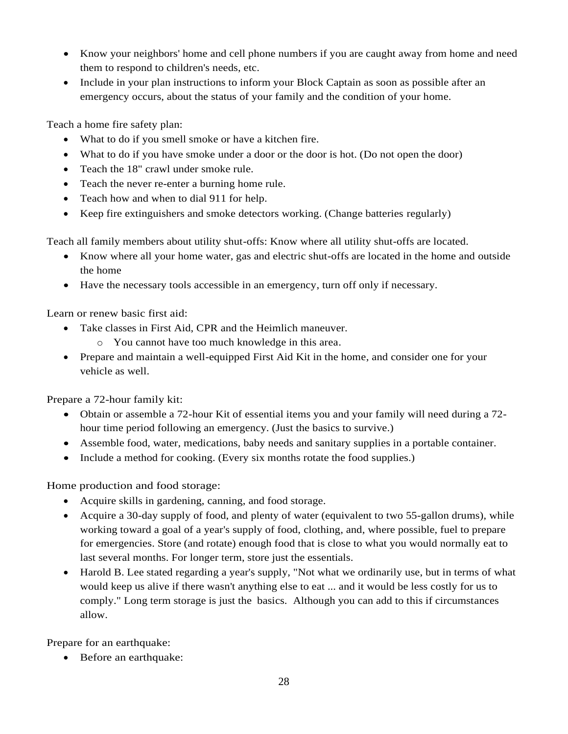- Know your neighbors' home and cell phone numbers if you are caught away from home and need them to respond to children's needs, etc.
- Include in your plan instructions to inform your Block Captain as soon as possible after an emergency occurs, about the status of your family and the condition of your home.

Teach a home fire safety plan:

- What to do if you smell smoke or have a kitchen fire.
- What to do if you have smoke under a door or the door is hot. (Do not open the door)
- Teach the 18" crawl under smoke rule.
- Teach the never re-enter a burning home rule.
- Teach how and when to dial 911 for help.
- Keep fire extinguishers and smoke detectors working. (Change batteries regularly)

Teach all family members about utility shut-offs: Know where all utility shut-offs are located.

- Know where all your home water, gas and electric shut-offs are located in the home and outside the home
- Have the necessary tools accessible in an emergency, turn off only if necessary.

Learn or renew basic first aid:

- Take classes in First Aid, CPR and the Heimlich maneuver.
  - You cannot have too much knowledge in this area.
- Prepare and maintain a well-equipped First Aid Kit in the home, and consider one for your vehicle as well.

Prepare a 72-hour family kit:

- Obtain or assemble a 72-hour Kit of essential items you and your family will need during a 72-hour time period following an emergency. (Just the basics to survive.)
- Assemble food, water, medications, baby needs and sanitary supplies in a portable container.
- Include a method for cooking. (Every six months rotate the food supplies.)

Home production and food storage:

- Acquire skills in gardening, canning, and food storage.
- Acquire a 30-day supply of food, and plenty of water (equivalent to two 55-gallon drums), while working toward a goal of a year's supply of food, clothing, and, where possible, fuel to prepare for emergencies. Store (and rotate) enough food that is close to what you would normally eat to last several months. For longer term, store just the essentials.
- Harold B. Lee stated regarding a year's supply, "Not what we ordinarily use, but in terms of what would keep us alive if there wasn't anything else to eat ... and it would be less costly for us to comply." Long term storage is just the basics. Although you can add to this if circumstances allow.

Prepare for an earthquake:

- Before an earthquake: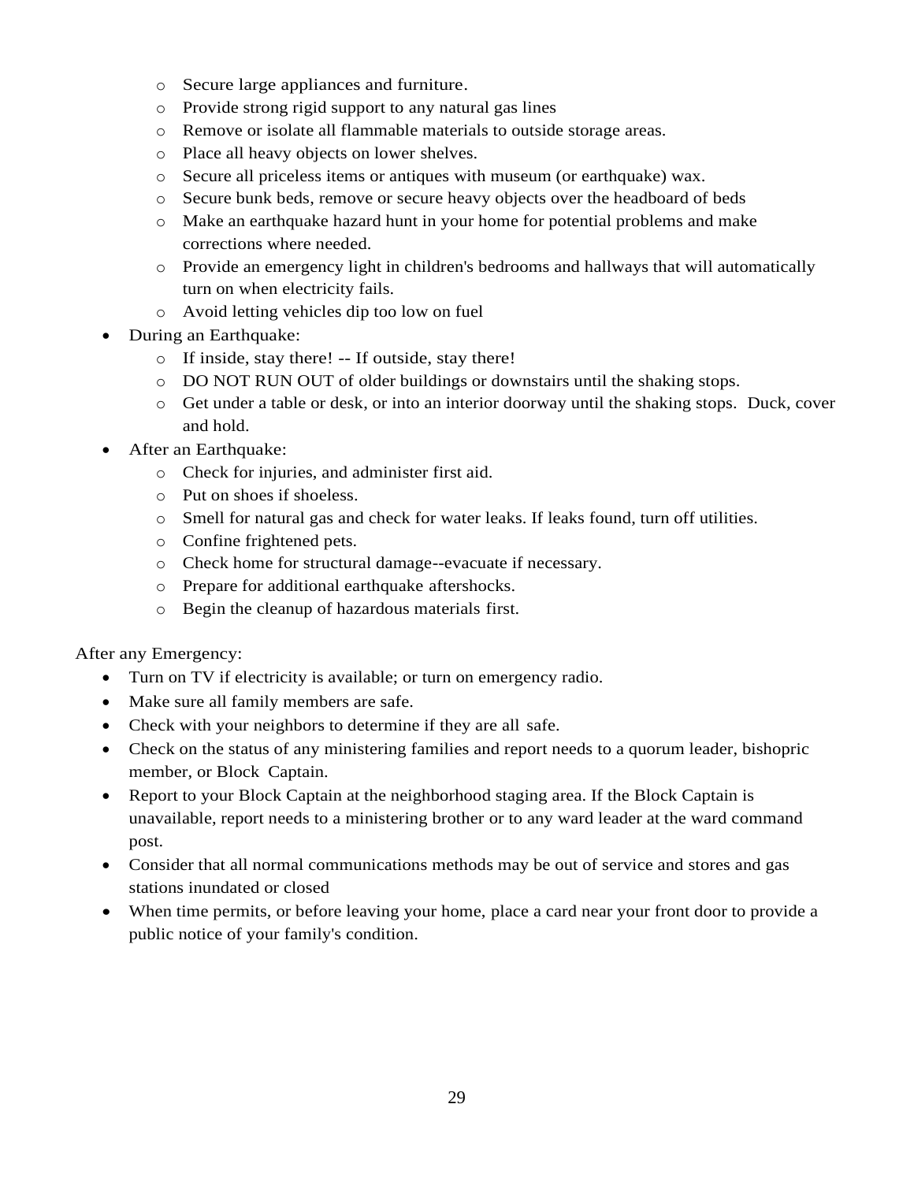- Secure large appliances and furniture.
    - Provide strong rigid support to any natural gas lines
    - Remove or isolate all flammable materials to outside storage areas.
    - Place all heavy objects on lower shelves.
    - Secure all priceless items or antiques with museum (or earthquake) wax.
    - Secure bunk beds, remove or secure heavy objects over the headboard of beds
    - Make an earthquake hazard hunt in your home for potential problems and make corrections where needed.
    - Provide an emergency light in children's bedrooms and hallways that will automatically turn on when electricity fails.
    - Avoid letting vehicles dip too low on fuel
- During an Earthquake:
    - If inside, stay there! -- If outside, stay there!
    - DO NOT RUN OUT of older buildings or downstairs until the shaking stops.
    - Get under a table or desk, or into an interior doorway until the shaking stops. Duck, cover and hold.
- After an Earthquake:
    - Check for injuries, and administer first aid.
    - Put on shoes if shoeless.
    - Smell for natural gas and check for water leaks. If leaks found, turn off utilities.
    - Confine frightened pets.
    - Check home for structural damage--evacuate if necessary.
    - Prepare for additional earthquake aftershocks.
    - Begin the cleanup of hazardous materials first.

After any Emergency:

- Turn on TV if electricity is available; or turn on emergency radio.
- Make sure all family members are safe.
- Check with your neighbors to determine if they are all safe.
- Check on the status of any ministering families and report needs to a quorum leader, bishopric member, or Block Captain.
- Report to your Block Captain at the neighborhood staging area. If the Block Captain is unavailable, report needs to a ministering brother or to any ward leader at the ward command post.
- Consider that all normal communications methods may be out of service and stores and gas stations inundated or closed
- When time permits, or before leaving your home, place a card near your front door to provide a public notice of your family's condition.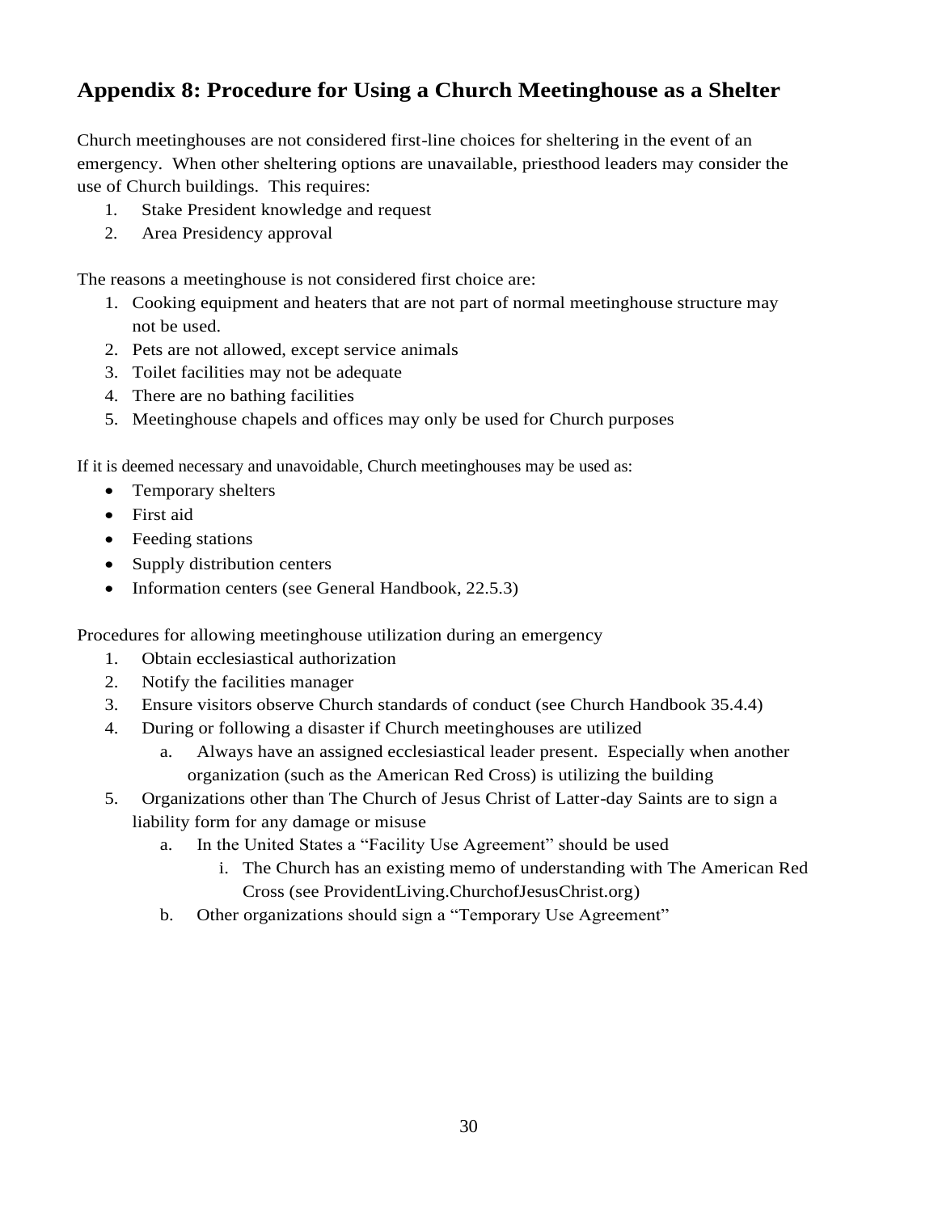## Appendix 8: Procedure for Using a Church Meetinghouse as a Shelter

Church meetinghouses are not considered first-line choices for sheltering in the event of an emergency. When other sheltering options are unavailable, priesthood leaders may consider the use of Church buildings. This requires:

1. Stake President knowledge and request
2. Area Presidency approval

The reasons a meetinghouse is not considered first choice are:

1. Cooking equipment and heaters that are not part of normal meetinghouse structure may not be used.
2. Pets are not allowed, except service animals
3. Toilet facilities may not be adequate
4. There are no bathing facilities
5. Meetinghouse chapels and offices may only be used for Church purposes

If it is deemed necessary and unavoidable, Church meetinghouses may be used as:

- Temporary shelters
- First aid
- Feeding stations
- Supply distribution centers
- Information centers (see General Handbook, 22.5.3)

Procedures for allowing meetinghouse utilization during an emergency

1. Obtain ecclesiastical authorization
2. Notify the facilities manager
3. Ensure visitors observe Church standards of conduct (see Church Handbook 35.4.4)
4. During or following a disaster if Church meetinghouses are utilized
    a. Always have an assigned ecclesiastical leader present. Especially when another organization (such as the American Red Cross) is utilizing the building
5. Organizations other than The Church of Jesus Christ of Latter-day Saints are to sign a liability form for any damage or misuse
    a. In the United States a "Facility Use Agreement" should be used
        i. The Church has an existing memo of understanding with The American Red Cross (see ProvidentLiving.ChurchofJesusChrist.org)
    b. Other organizations should sign a "Temporary Use Agreement"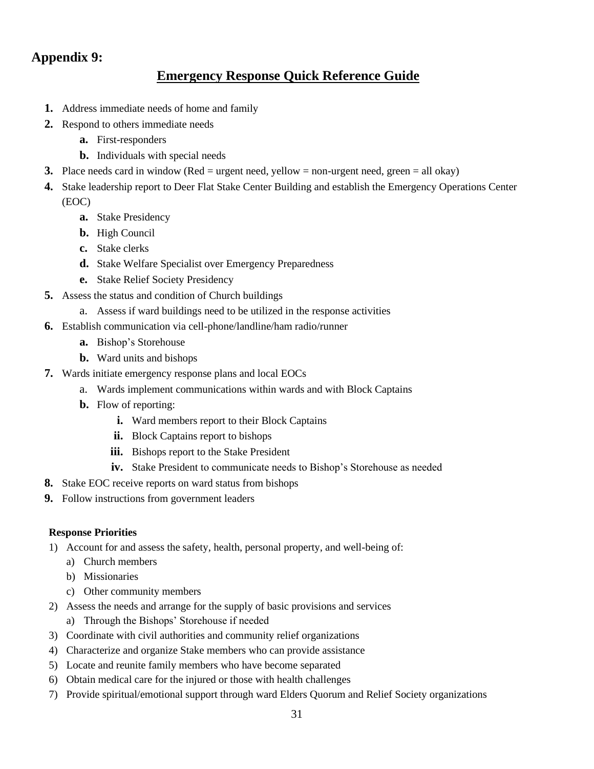## Appendix 9:

# Emergency Response Quick Reference Guide

1. Address immediate needs of home and family
2. Respond to others immediate needs
   a. First-responders
   b. Individuals with special needs
3. Place needs card in window (Red = urgent need, yellow = non-urgent need, green = all okay)
4. Stake leadership report to Deer Flat Stake Center Building and establish the Emergency Operations Center (EOC)
   a. Stake Presidency
   b. High Council
   c. Stake clerks
   d. Stake Welfare Specialist over Emergency Preparedness
   e. Stake Relief Society Presidency
5. Assess the status and condition of Church buildings
   a. Assess if ward buildings need to be utilized in the response activities
6. Establish communication via cell-phone/landline/ham radio/runner
   a. Bishop's Storehouse
   b. Ward units and bishops
7. Wards initiate emergency response plans and local EOCs
   a. Wards implement communications within wards and with Block Captains
   b. Flow of reporting:
      i. Ward members report to their Block Captains
      ii. Block Captains report to bishops
      iii. Bishops report to the Stake President
      iv. Stake President to communicate needs to Bishop's Storehouse as needed
8. Stake EOC receive reports on ward status from bishops
9. Follow instructions from government leaders

**Response Priorities**

1) Account for and assess the safety, health, personal property, and well-being of:
   a) Church members
   b) Missionaries
   c) Other community members
2) Assess the needs and arrange for the supply of basic provisions and services
   a) Through the Bishops' Storehouse if needed
3) Coordinate with civil authorities and community relief organizations
4) Characterize and organize Stake members who can provide assistance
5) Locate and reunite family members who have become separated
6) Obtain medical care for the injured or those with health challenges
7) Provide spiritual/emotional support through ward Elders Quorum and Relief Society organizations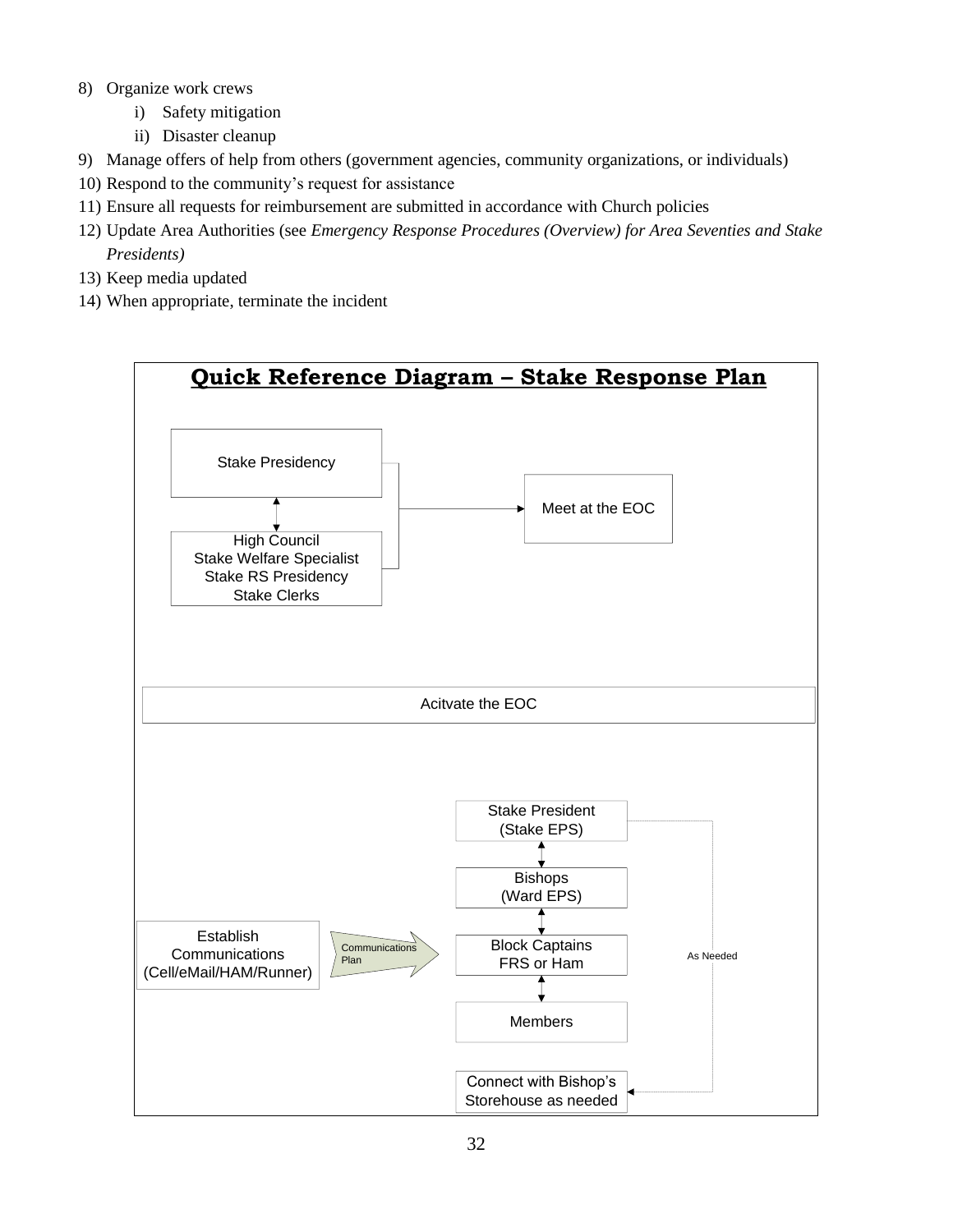8) Organize work crews
    i) Safety mitigation
    ii) Disaster cleanup
9) Manage offers of help from others (government agencies, community organizations, or individuals)
10) Respond to the community's request for assistance
11) Ensure all requests for reimbursement are submitted in accordance with Church policies
12) Update Area Authorities (see *Emergency Response Procedures (Overview) for Area Seventies and Stake Presidents)*
13) Keep media updated
14) When appropriate, terminate the incident

## Quick Reference Diagram – Stake Response Plan

Stake Presidency

High Council
Stake Welfare Specialist
Stake RS Presidency
Stake Clerks

Meet at the EOC

Acitvate the EOC

Establish Communications (Cell/eMail/HAM/Runner)

Communications Plan

Stake President (Stake EPS)

Bishops (Ward EPS)

Block Captains FRS or Ham

Members

As Needed

Connect with Bishop's Storehouse as needed